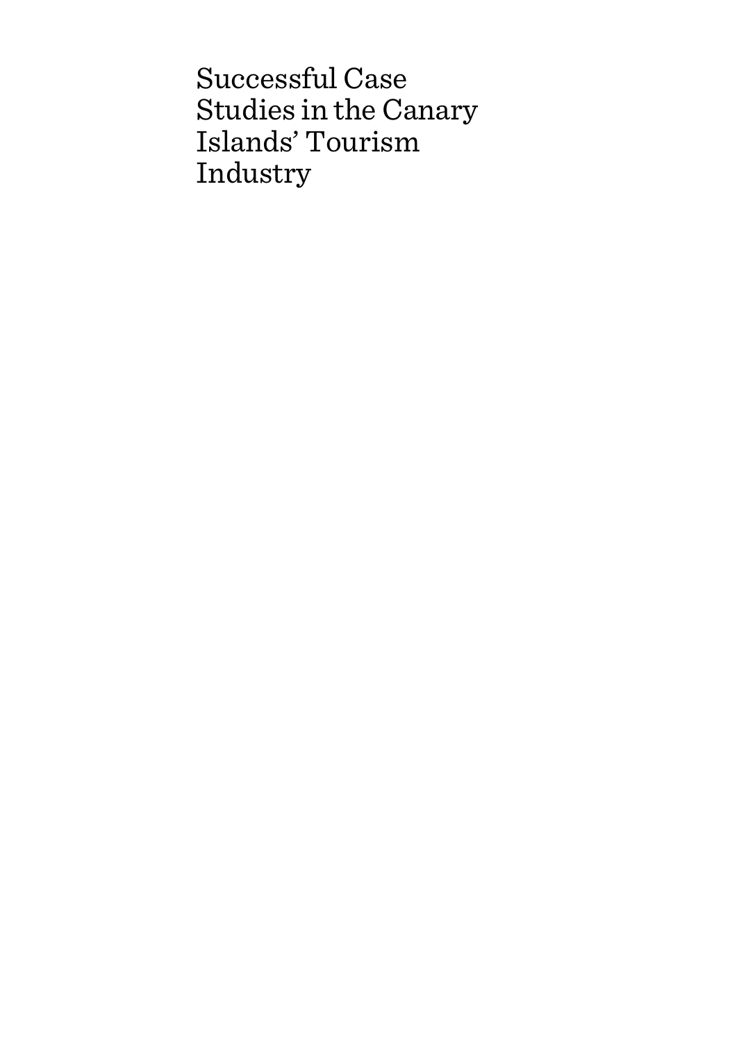# Successful Case Studies in the Canary Islands' Tourism Industry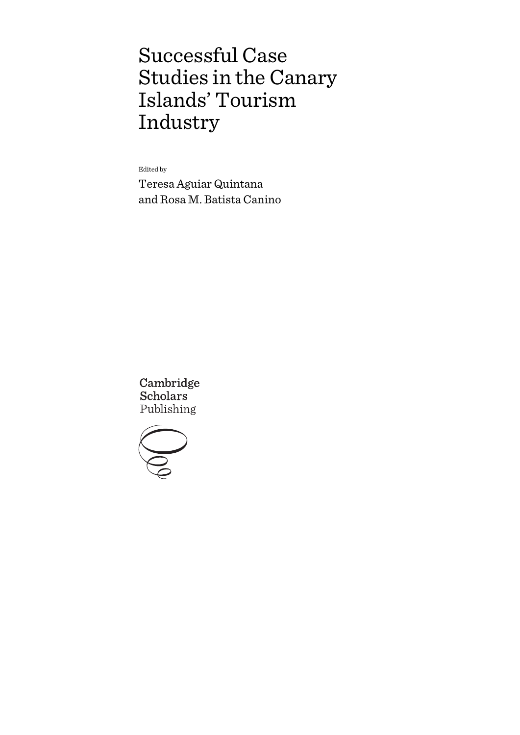# Successful Case Studies in the Canary Islands' Tourism Industry

Edited by

Teresa Aguiar Quintana
and Rosa M. Batista Canino

Cambridge
Scholars
Publishing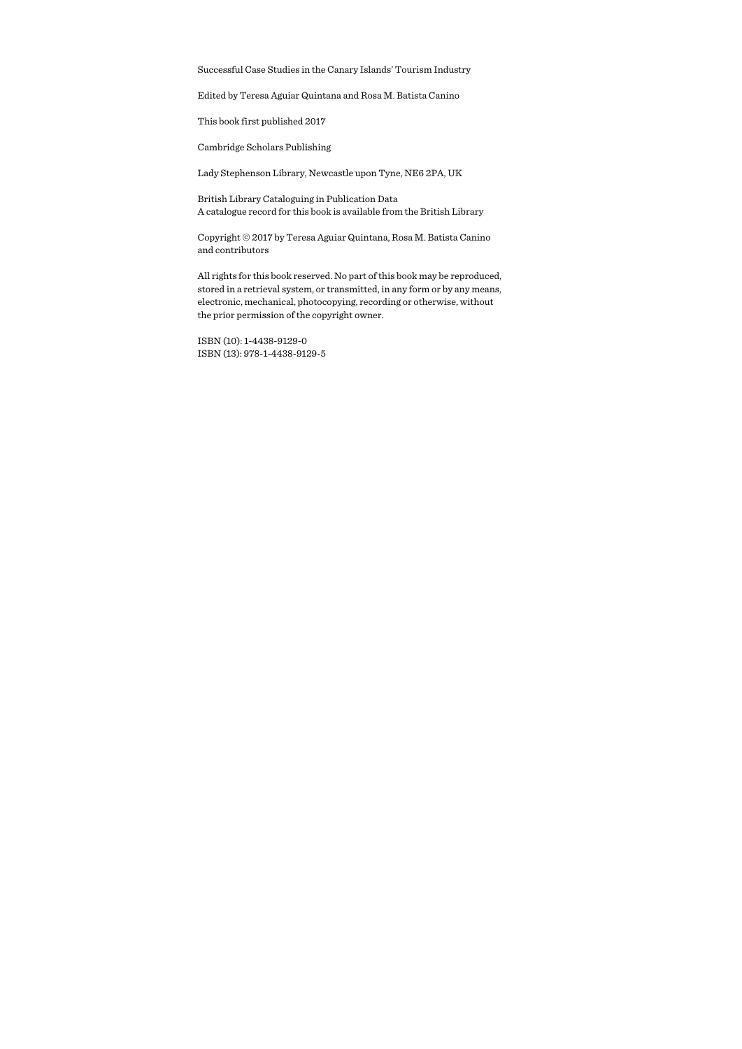Successful Case Studies in the Canary Islands' Tourism Industry

Edited by Teresa Aguiar Quintana and Rosa M. Batista Canino

This book first published 2017

Cambridge Scholars Publishing

Lady Stephenson Library, Newcastle upon Tyne, NE6 2PA, UK

British Library Cataloguing in Publication Data
A catalogue record for this book is available from the British Library

Copyright © 2017 by Teresa Aguiar Quintana, Rosa M. Batista Canino and contributors

All rights for this book reserved. No part of this book may be reproduced, stored in a retrieval system, or transmitted, in any form or by any means, electronic, mechanical, photocopying, recording or otherwise, without the prior permission of the copyright owner.

ISBN (10): 1-4438-9129-0
ISBN (13): 978-1-4438-9129-5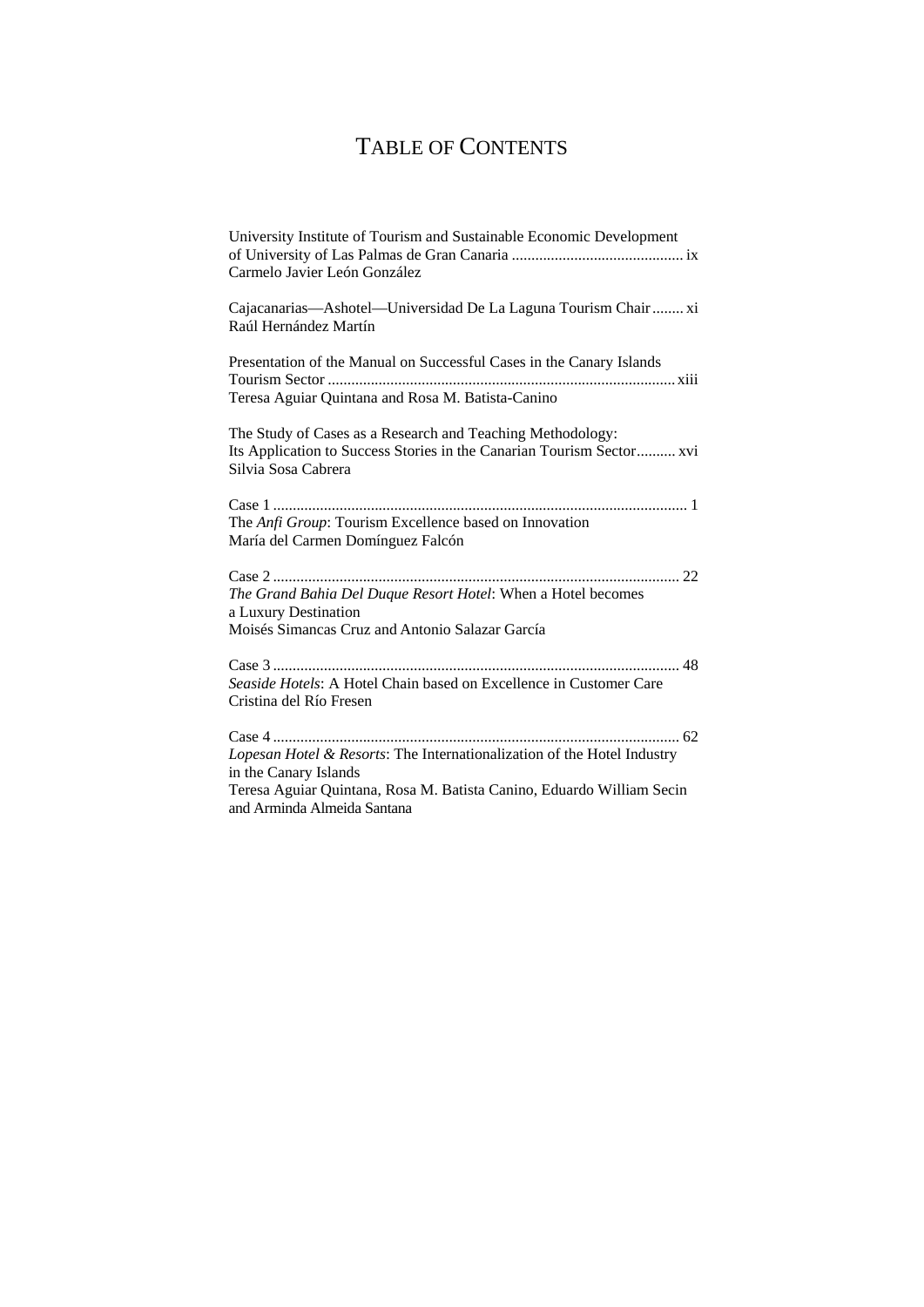# TABLE OF CONTENTS

University Institute of Tourism and Sustainable Economic Development of University of Las Palmas de Gran Canaria ............................................ ix
Carmelo Javier León González

Cajacanarias—Ashotel—Universidad De La Laguna Tourism Chair ........ xi
Raúl Hernández Martín

Presentation of the Manual on Successful Cases in the Canary Islands Tourism Sector ........................................................................................ xiii
Teresa Aguiar Quintana and Rosa M. Batista-Canino

The Study of Cases as a Research and Teaching Methodology: Its Application to Success Stories in the Canarian Tourism Sector.......... xvi
Silvia Sosa Cabrera

Case 1 ......................................................................................................... 1
The *Anfi Group*: Tourism Excellence based on Innovation
María del Carmen Domínguez Falcón

Case 2 ....................................................................................................... 22
*The Grand Bahia Del Duque Resort Hotel*: When a Hotel becomes a Luxury Destination
Moisés Simancas Cruz and Antonio Salazar García

Case 3 ....................................................................................................... 48
*Seaside Hotels*: A Hotel Chain based on Excellence in Customer Care
Cristina del Río Fresen

Case 4 ....................................................................................................... 62
*Lopesan Hotel & Resorts*: The Internationalization of the Hotel Industry in the Canary Islands
Teresa Aguiar Quintana, Rosa M. Batista Canino, Eduardo William Secin and Arminda Almeida Santana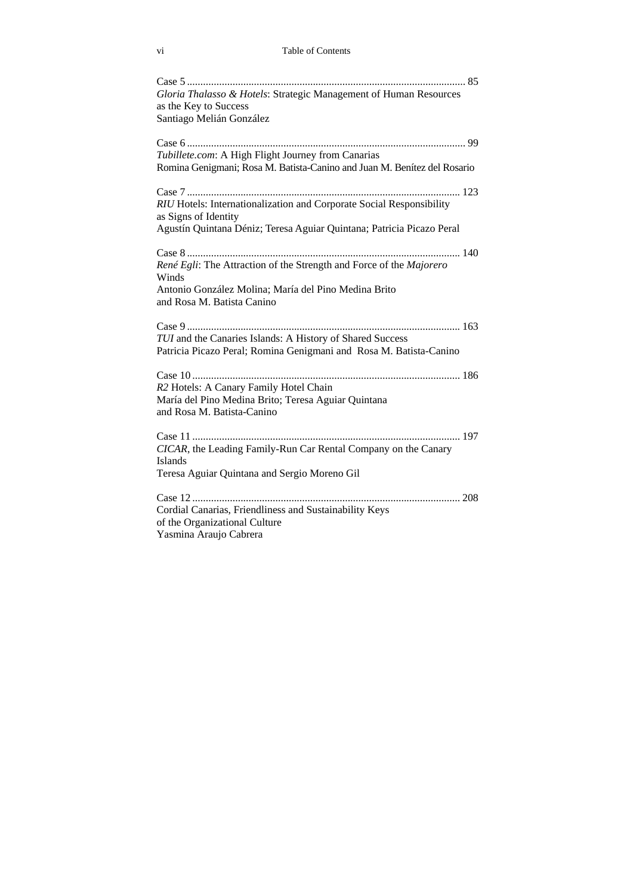Case 5 ........................................................................................................ 85
*Gloria Thalasso & Hotels*: Strategic Management of Human Resources as the Key to Success
Santiago Melián González

Case 6 ........................................................................................................ 99
*Tubillete.com*: A High Flight Journey from Canarias
Romina Genigmani; Rosa M. Batista-Canino and Juan M. Benítez del Rosario

Case 7 ...................................................................................................... 123
*RIU* Hotels: Internationalization and Corporate Social Responsibility as Signs of Identity
Agustín Quintana Déniz; Teresa Aguiar Quintana; Patricia Picazo Peral

Case 8 ...................................................................................................... 140
*René Egli*: The Attraction of the Strength and Force of the *Majorero* Winds
Antonio González Molina; María del Pino Medina Brito and Rosa M. Batista Canino

Case 9 ...................................................................................................... 163
*TUI* and the Canaries Islands: A History of Shared Success
Patricia Picazo Peral; Romina Genigmani and Rosa M. Batista-Canino

Case 10 .................................................................................................... 186
*R2* Hotels: A Canary Family Hotel Chain
María del Pino Medina Brito; Teresa Aguiar Quintana and Rosa M. Batista-Canino

Case 11 .................................................................................................... 197
*CICAR*, the Leading Family-Run Car Rental Company on the Canary Islands
Teresa Aguiar Quintana and Sergio Moreno Gil

Case 12 .................................................................................................... 208
Cordial Canarias, Friendliness and Sustainability Keys of the Organizational Culture
Yasmina Araujo Cabrera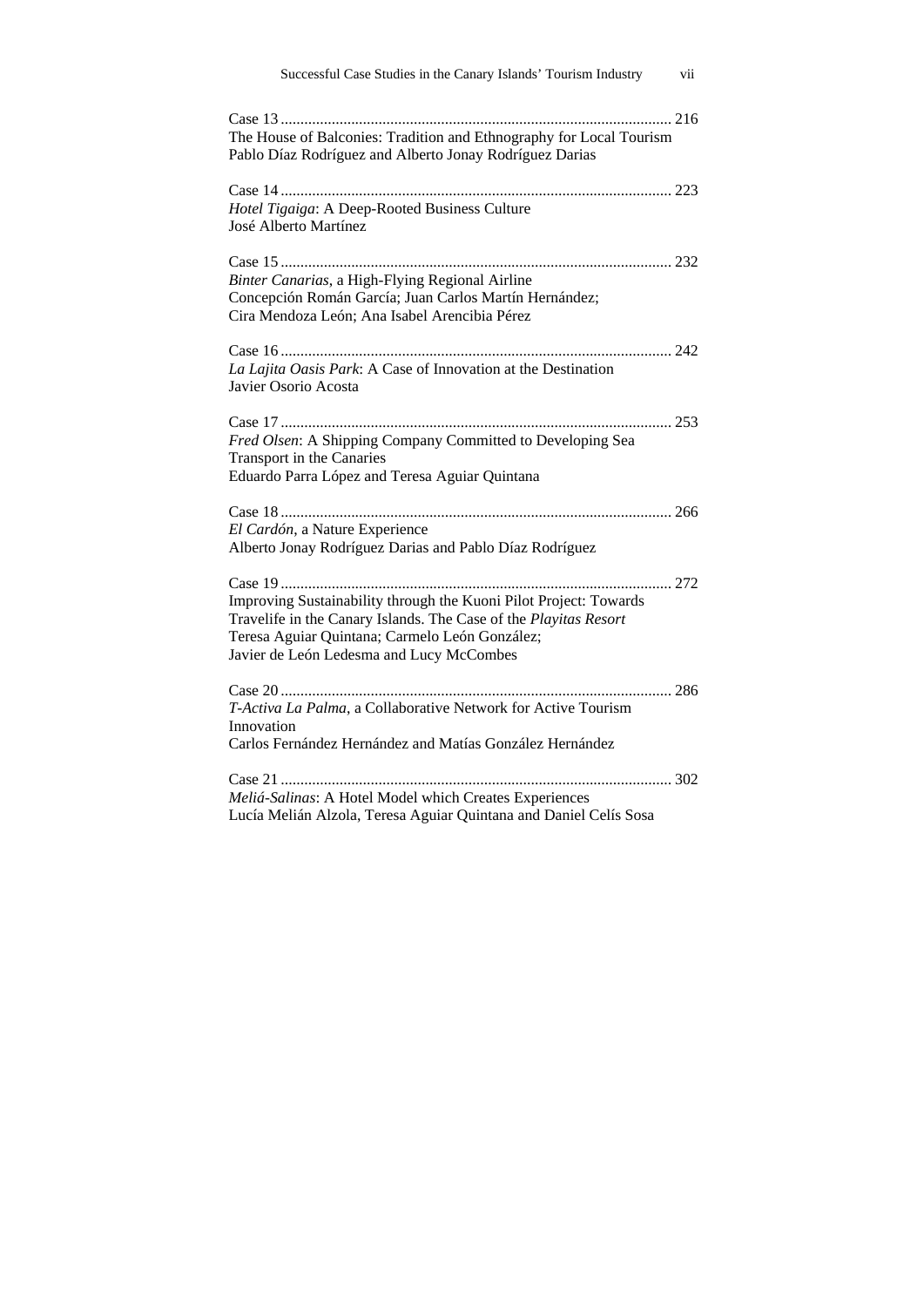Case 13 .................................................................................................. 216
The House of Balconies: Tradition and Ethnography for Local Tourism
Pablo Díaz Rodríguez and Alberto Jonay Rodríguez Darias

Case 14 .................................................................................................. 223
*Hotel Tigaiga*: A Deep-Rooted Business Culture
José Alberto Martínez

Case 15 .................................................................................................. 232
*Binter Canarias*, a High-Flying Regional Airline
Concepción Román García; Juan Carlos Martín Hernández;
Cira Mendoza León; Ana Isabel Arencibia Pérez

Case 16 .................................................................................................. 242
*La Lajita Oasis Park*: A Case of Innovation at the Destination
Javier Osorio Acosta

Case 17 .................................................................................................. 253
*Fred Olsen*: A Shipping Company Committed to Developing Sea
Transport in the Canaries
Eduardo Parra López and Teresa Aguiar Quintana

Case 18 .................................................................................................. 266
*El Cardón*, a Nature Experience
Alberto Jonay Rodríguez Darias and Pablo Díaz Rodríguez

Case 19 .................................................................................................. 272
Improving Sustainability through the Kuoni Pilot Project: Towards
Travelife in the Canary Islands. The Case of the *Playitas Resort*
Teresa Aguiar Quintana; Carmelo León González;
Javier de León Ledesma and Lucy McCombes

Case 20 .................................................................................................. 286
*T-Activa La Palma*, a Collaborative Network for Active Tourism
Innovation
Carlos Fernández Hernández and Matías González Hernández

Case 21 .................................................................................................. 302
*Meliá-Salinas*: A Hotel Model which Creates Experiences
Lucía Melián Alzola, Teresa Aguiar Quintana and Daniel Celís Sosa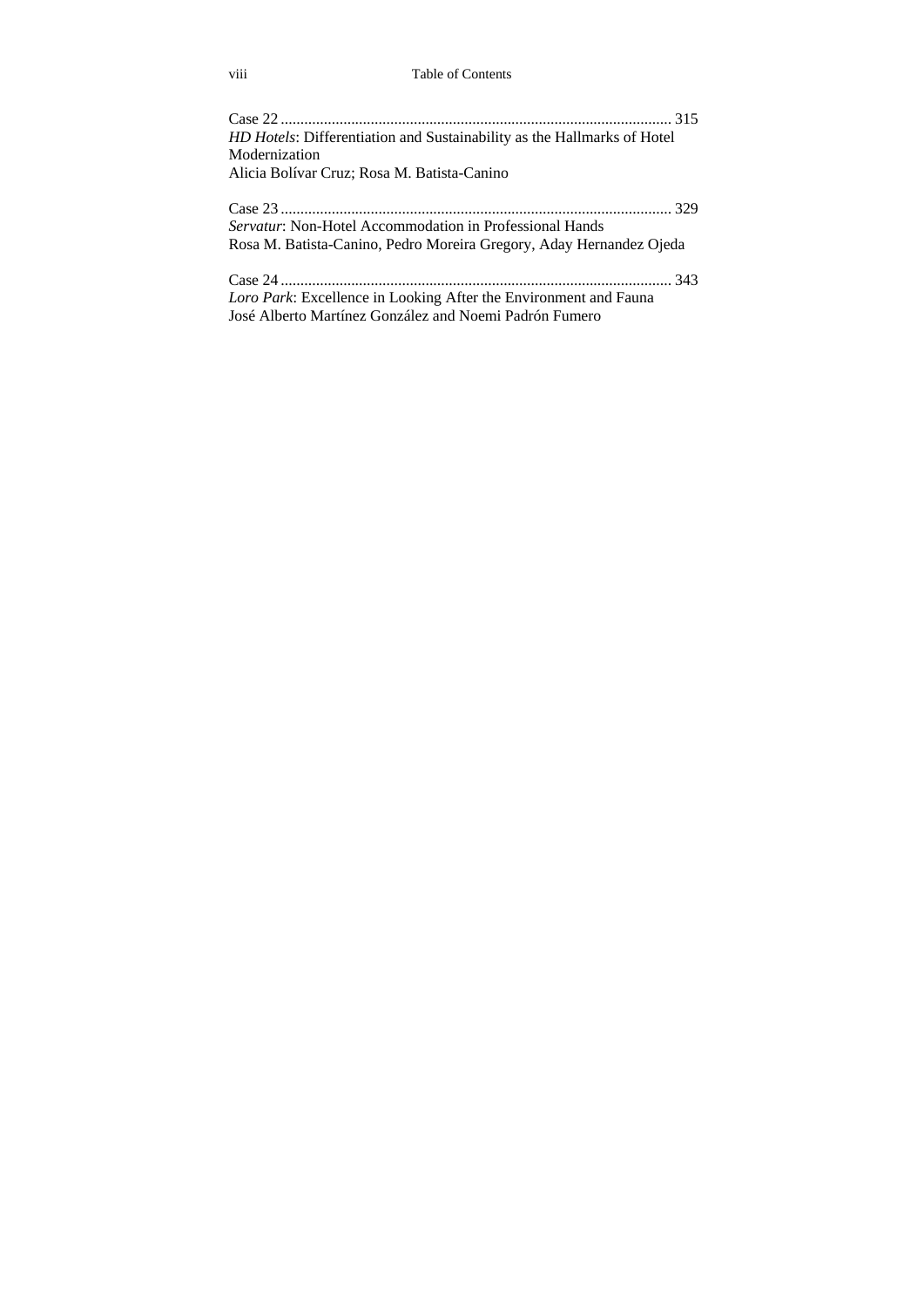Case 22 ................................................................................................... 315
*HD Hotels*: Differentiation and Sustainability as the Hallmarks of Hotel Modernization
Alicia Bolívar Cruz; Rosa M. Batista-Canino

Case 23 ................................................................................................... 329
*Servatur*: Non-Hotel Accommodation in Professional Hands
Rosa M. Batista-Canino, Pedro Moreira Gregory, Aday Hernandez Ojeda

Case 24 ................................................................................................... 343
*Loro Park*: Excellence in Looking After the Environment and Fauna
José Alberto Martínez González and Noemi Padrón Fumero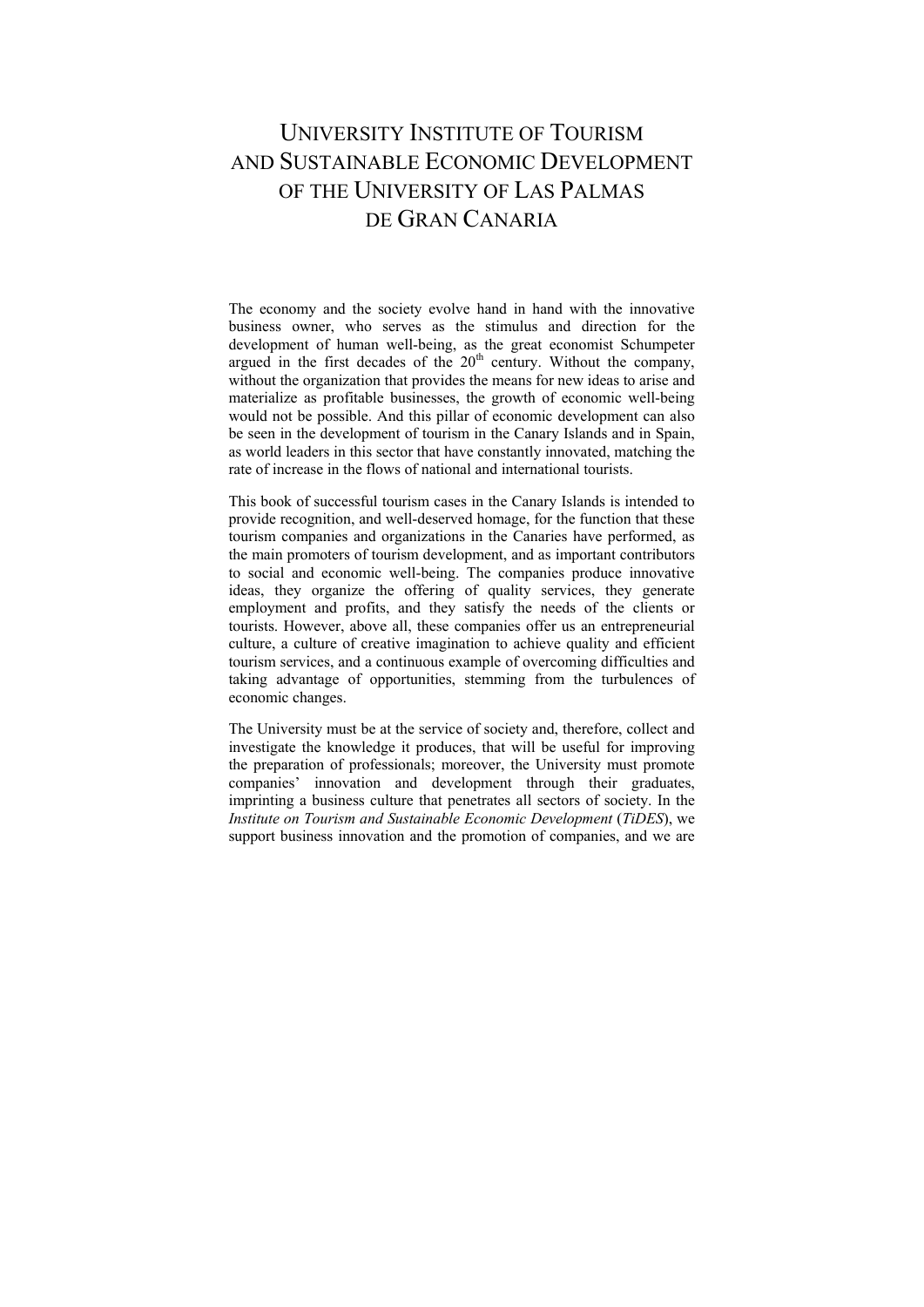# University Institute of Tourism and Sustainable Economic Development of the University of Las Palmas de Gran Canaria

The economy and the society evolve hand in hand with the innovative business owner, who serves as the stimulus and direction for the development of human well-being, as the great economist Schumpeter argued in the first decades of the 20th century. Without the company, without the organization that provides the means for new ideas to arise and materialize as profitable businesses, the growth of economic well-being would not be possible. And this pillar of economic development can also be seen in the development of tourism in the Canary Islands and in Spain, as world leaders in this sector that have constantly innovated, matching the rate of increase in the flows of national and international tourists.

This book of successful tourism cases in the Canary Islands is intended to provide recognition, and well-deserved homage, for the function that these tourism companies and organizations in the Canaries have performed, as the main promoters of tourism development, and as important contributors to social and economic well-being. The companies produce innovative ideas, they organize the offering of quality services, they generate employment and profits, and they satisfy the needs of the clients or tourists. However, above all, these companies offer us an entrepreneurial culture, a culture of creative imagination to achieve quality and efficient tourism services, and a continuous example of overcoming difficulties and taking advantage of opportunities, stemming from the turbulences of economic changes.

The University must be at the service of society and, therefore, collect and investigate the knowledge it produces, that will be useful for improving the preparation of professionals; moreover, the University must promote companies' innovation and development through their graduates, imprinting a business culture that penetrates all sectors of society. In the *Institute on Tourism and Sustainable Economic Development* (*TiDES*), we support business innovation and the promotion of companies, and we are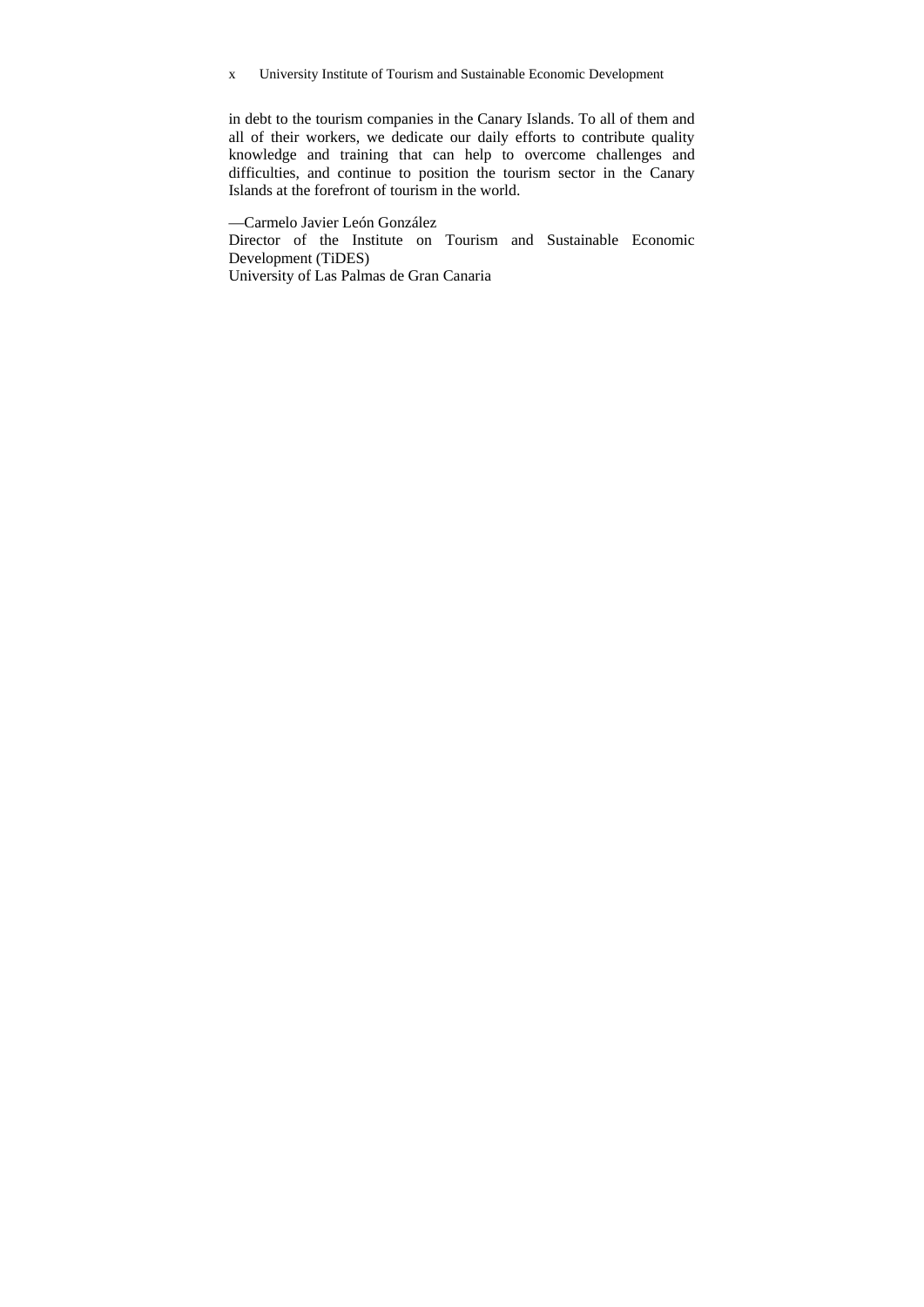in debt to the tourism companies in the Canary Islands. To all of them and all of their workers, we dedicate our daily efforts to contribute quality knowledge and training that can help to overcome challenges and difficulties, and continue to position the tourism sector in the Canary Islands at the forefront of tourism in the world.

—Carmelo Javier León González
Director of the Institute on Tourism and Sustainable Economic Development (TiDES)
University of Las Palmas de Gran Canaria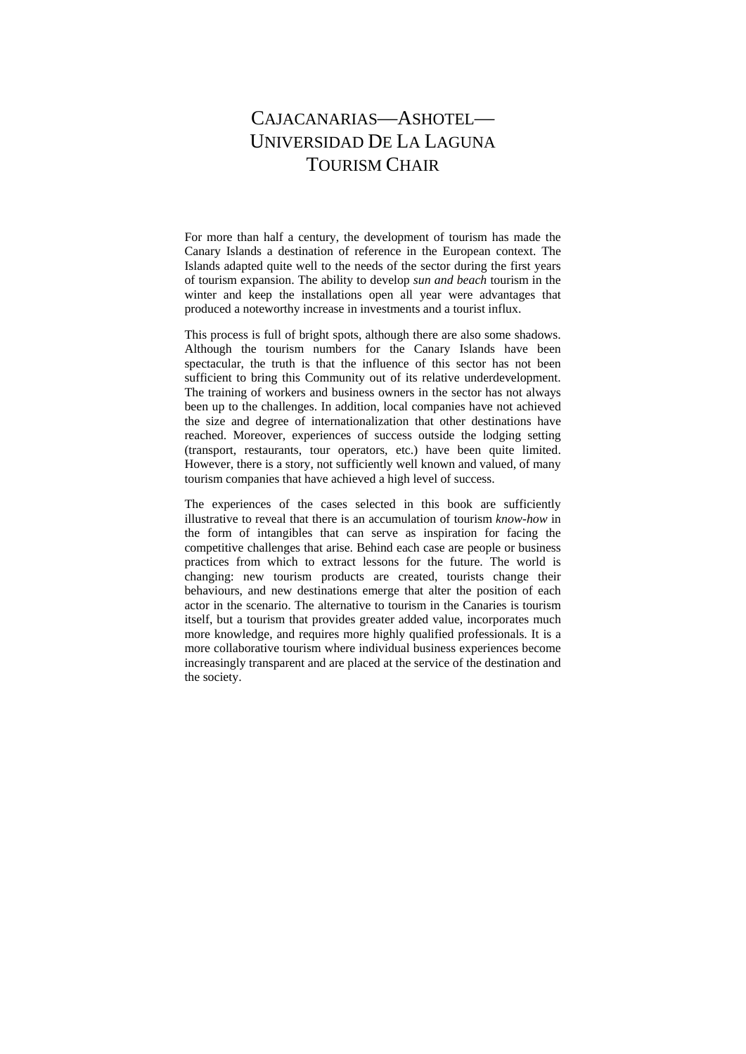# CAJACANARIAS—ASHOTEL—UNIVERSIDAD DE LA LAGUNA TOURISM CHAIR

For more than half a century, the development of tourism has made the Canary Islands a destination of reference in the European context. The Islands adapted quite well to the needs of the sector during the first years of tourism expansion. The ability to develop *sun and beach* tourism in the winter and keep the installations open all year were advantages that produced a noteworthy increase in investments and a tourist influx.

This process is full of bright spots, although there are also some shadows. Although the tourism numbers for the Canary Islands have been spectacular, the truth is that the influence of this sector has not been sufficient to bring this Community out of its relative underdevelopment. The training of workers and business owners in the sector has not always been up to the challenges. In addition, local companies have not achieved the size and degree of internationalization that other destinations have reached. Moreover, experiences of success outside the lodging setting (transport, restaurants, tour operators, etc.) have been quite limited. However, there is a story, not sufficiently well known and valued, of many tourism companies that have achieved a high level of success.

The experiences of the cases selected in this book are sufficiently illustrative to reveal that there is an accumulation of tourism *know-how* in the form of intangibles that can serve as inspiration for facing the competitive challenges that arise. Behind each case are people or business practices from which to extract lessons for the future. The world is changing: new tourism products are created, tourists change their behaviours, and new destinations emerge that alter the position of each actor in the scenario. The alternative to tourism in the Canaries is tourism itself, but a tourism that provides greater added value, incorporates much more knowledge, and requires more highly qualified professionals. It is a more collaborative tourism where individual business experiences become increasingly transparent and are placed at the service of the destination and the society.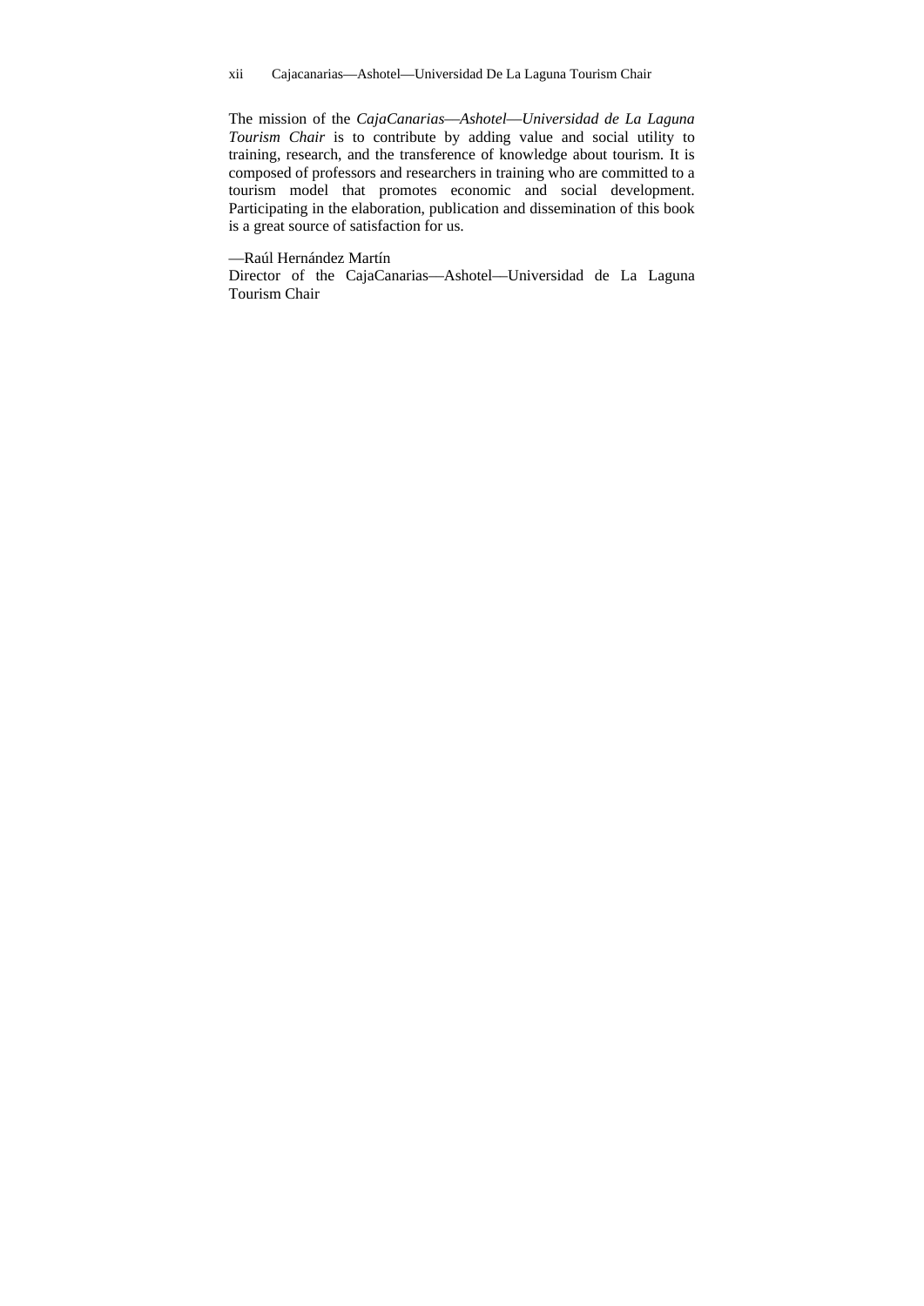The mission of the *CajaCanarias—Ashotel—Universidad de La Laguna Tourism Chair* is to contribute by adding value and social utility to training, research, and the transference of knowledge about tourism. It is composed of professors and researchers in training who are committed to a tourism model that promotes economic and social development. Participating in the elaboration, publication and dissemination of this book is a great source of satisfaction for us.

—Raúl Hernández Martín
Director of the CajaCanarias—Ashotel—Universidad de La Laguna Tourism Chair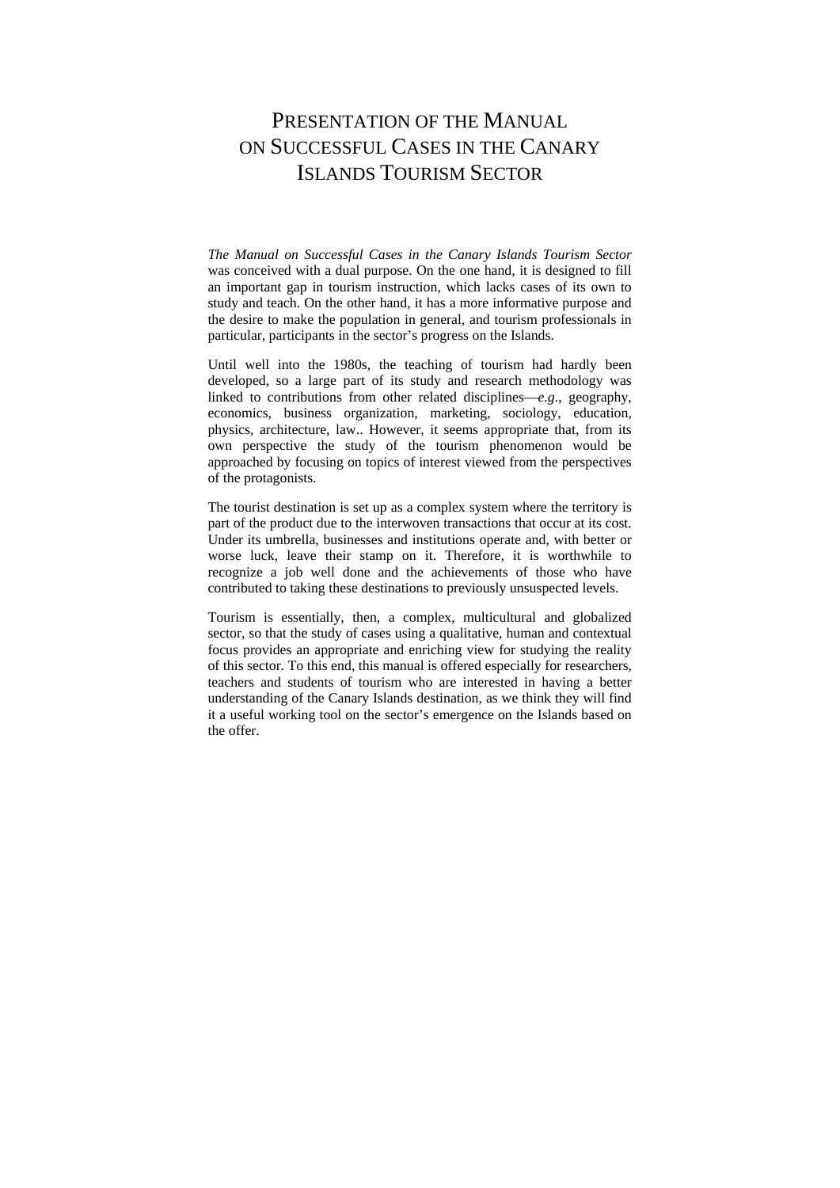# Presentation of the Manual on Successful Cases in the Canary Islands Tourism Sector

*The Manual on Successful Cases in the Canary Islands Tourism Sector* was conceived with a dual purpose. On the one hand, it is designed to fill an important gap in tourism instruction, which lacks cases of its own to study and teach. On the other hand, it has a more informative purpose and the desire to make the population in general, and tourism professionals in particular, participants in the sector's progress on the Islands.

Until well into the 1980s, the teaching of tourism had hardly been developed, so a large part of its study and research methodology was linked to contributions from other related disciplines—*e.g*., geography, economics, business organization, marketing, sociology, education, physics, architecture, law.. However, it seems appropriate that, from its own perspective the study of the tourism phenomenon would be approached by focusing on topics of interest viewed from the perspectives of the protagonists.

The tourist destination is set up as a complex system where the territory is part of the product due to the interwoven transactions that occur at its cost. Under its umbrella, businesses and institutions operate and, with better or worse luck, leave their stamp on it. Therefore, it is worthwhile to recognize a job well done and the achievements of those who have contributed to taking these destinations to previously unsuspected levels.

Tourism is essentially, then, a complex, multicultural and globalized sector, so that the study of cases using a qualitative, human and contextual focus provides an appropriate and enriching view for studying the reality of this sector. To this end, this manual is offered especially for researchers, teachers and students of tourism who are interested in having a better understanding of the Canary Islands destination, as we think they will find it a useful working tool on the sector's emergence on the Islands based on the offer.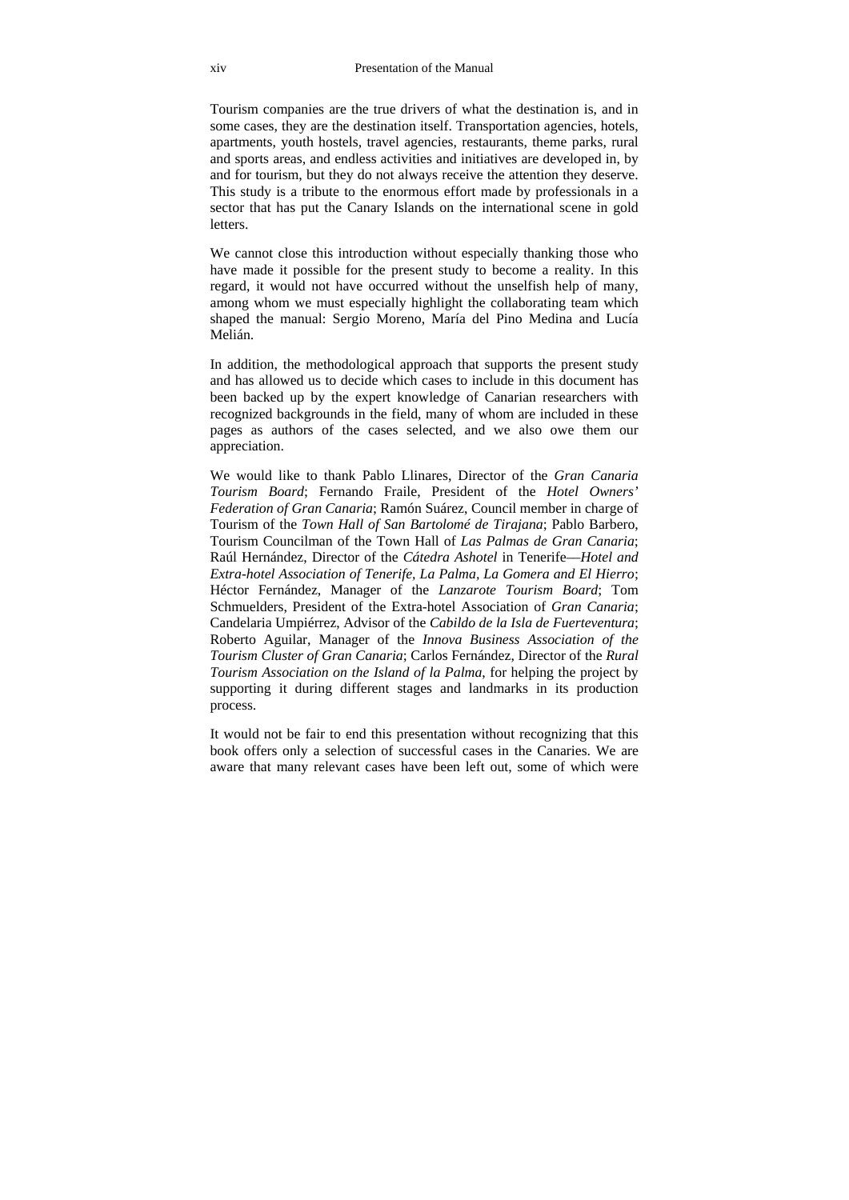Tourism companies are the true drivers of what the destination is, and in some cases, they are the destination itself. Transportation agencies, hotels, apartments, youth hostels, travel agencies, restaurants, theme parks, rural and sports areas, and endless activities and initiatives are developed in, by and for tourism, but they do not always receive the attention they deserve. This study is a tribute to the enormous effort made by professionals in a sector that has put the Canary Islands on the international scene in gold letters.

We cannot close this introduction without especially thanking those who have made it possible for the present study to become a reality. In this regard, it would not have occurred without the unselfish help of many, among whom we must especially highlight the collaborating team which shaped the manual: Sergio Moreno, María del Pino Medina and Lucía Melián.

In addition, the methodological approach that supports the present study and has allowed us to decide which cases to include in this document has been backed up by the expert knowledge of Canarian researchers with recognized backgrounds in the field, many of whom are included in these pages as authors of the cases selected, and we also owe them our appreciation.

We would like to thank Pablo Llinares, Director of the *Gran Canaria Tourism Board*; Fernando Fraile, President of the *Hotel Owners' Federation of Gran Canaria*; Ramón Suárez, Council member in charge of Tourism of the *Town Hall of San Bartolomé de Tirajana*; Pablo Barbero, Tourism Councilman of the Town Hall of *Las Palmas de Gran Canaria*; Raúl Hernández, Director of the *Cátedra Ashotel* in Tenerife—*Hotel and Extra-hotel Association of Tenerife, La Palma, La Gomera and El Hierro*; Héctor Fernández, Manager of the *Lanzarote Tourism Board*; Tom Schmuelders, President of the Extra-hotel Association of *Gran Canaria*; Candelaria Umpiérrez, Advisor of the *Cabildo de la Isla de Fuerteventura*; Roberto Aguilar, Manager of the *Innova Business Association of the Tourism Cluster of Gran Canaria*; Carlos Fernández, Director of the *Rural Tourism Association on the Island of la Palma*, for helping the project by supporting it during different stages and landmarks in its production process.

It would not be fair to end this presentation without recognizing that this book offers only a selection of successful cases in the Canaries. We are aware that many relevant cases have been left out, some of which were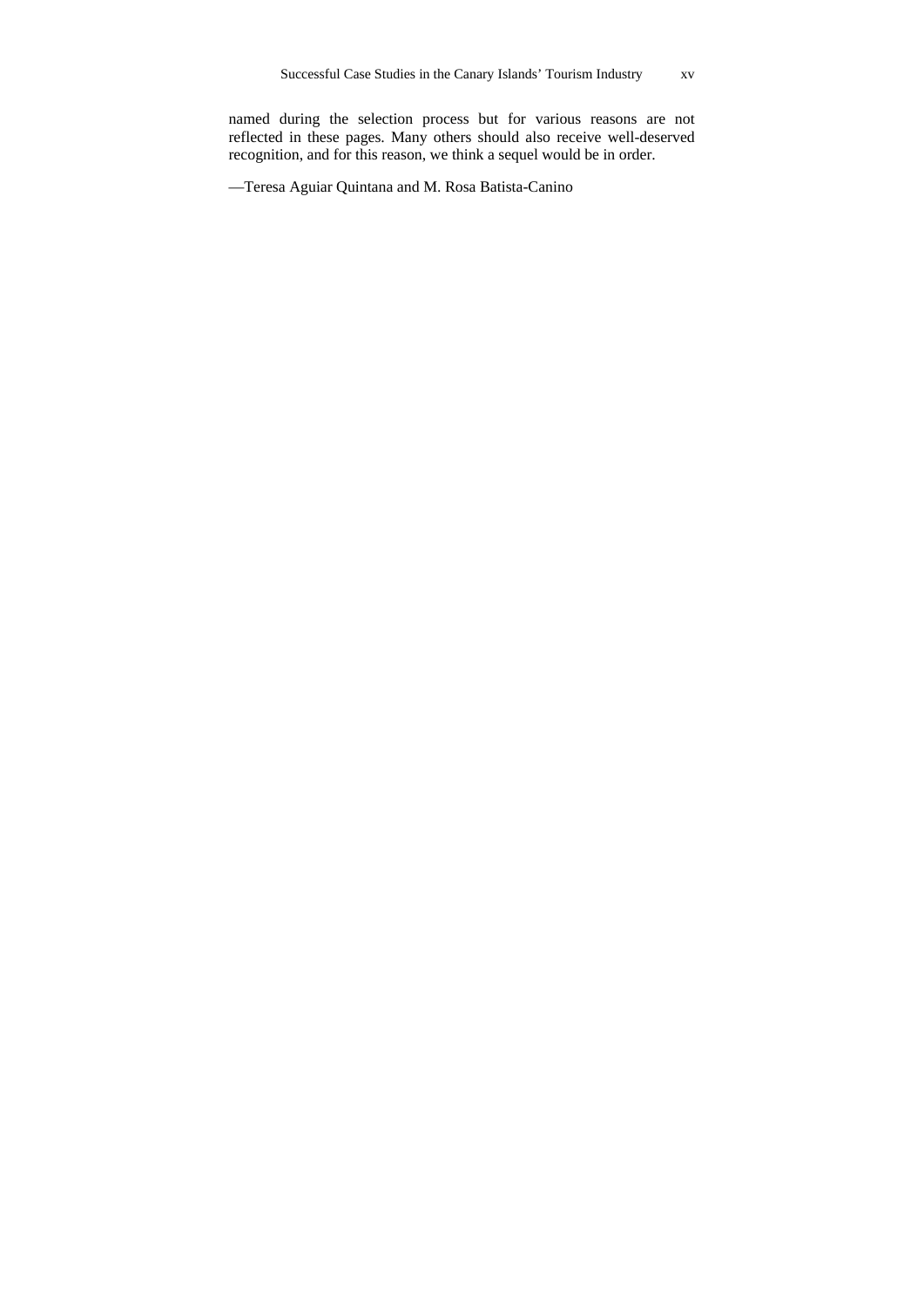named during the selection process but for various reasons are not reflected in these pages. Many others should also receive well-deserved recognition, and for this reason, we think a sequel would be in order.

—Teresa Aguiar Quintana and M. Rosa Batista-Canino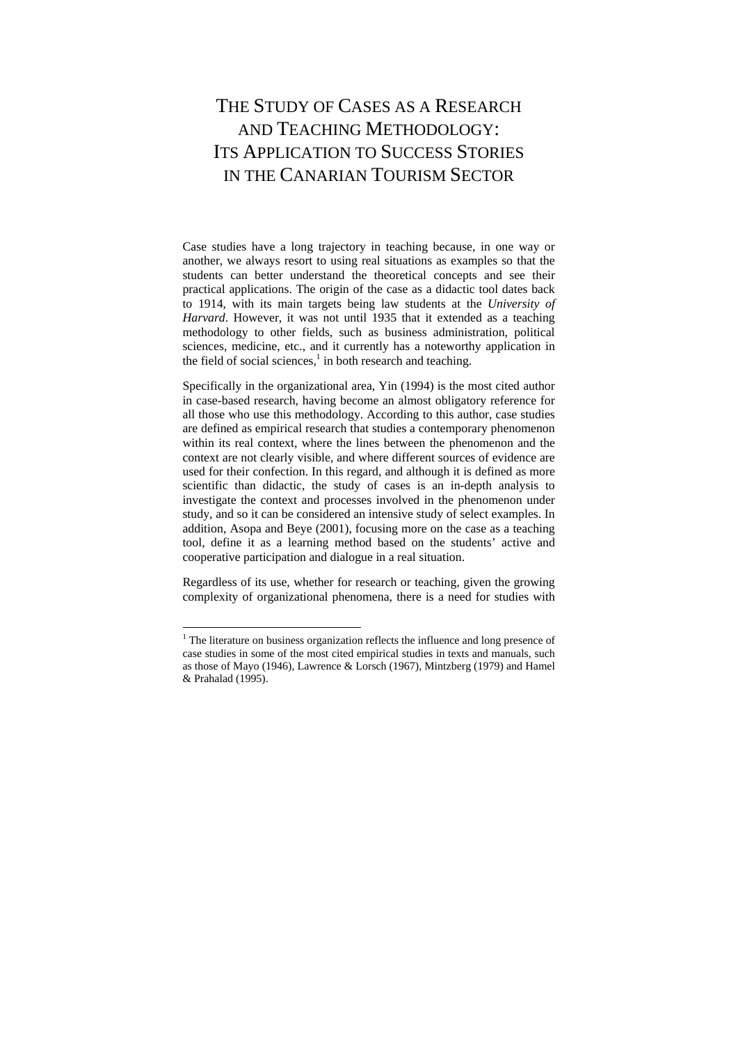# The Study of Cases as a Research and Teaching Methodology: Its Application to Success Stories in the Canarian Tourism Sector

Case studies have a long trajectory in teaching because, in one way or another, we always resort to using real situations as examples so that the students can better understand the theoretical concepts and see their practical applications. The origin of the case as a didactic tool dates back to 1914, with its main targets being law students at the *University of Harvard*. However, it was not until 1935 that it extended as a teaching methodology to other fields, such as business administration, political sciences, medicine, etc., and it currently has a noteworthy application in the field of social sciences,[1] in both research and teaching.

Specifically in the organizational area, Yin (1994) is the most cited author in case-based research, having become an almost obligatory reference for all those who use this methodology. According to this author, case studies are defined as empirical research that studies a contemporary phenomenon within its real context, where the lines between the phenomenon and the context are not clearly visible, and where different sources of evidence are used for their confection. In this regard, and although it is defined as more scientific than didactic, the study of cases is an in-depth analysis to investigate the context and processes involved in the phenomenon under study, and so it can be considered an intensive study of select examples. In addition, Asopa and Beye (2001), focusing more on the case as a teaching tool, define it as a learning method based on the students' active and cooperative participation and dialogue in a real situation.

Regardless of its use, whether for research or teaching, given the growing complexity of organizational phenomena, there is a need for studies with

[1] The literature on business organization reflects the influence and long presence of case studies in some of the most cited empirical studies in texts and manuals, such as those of Mayo (1946), Lawrence & Lorsch (1967), Mintzberg (1979) and Hamel & Prahalad (1995).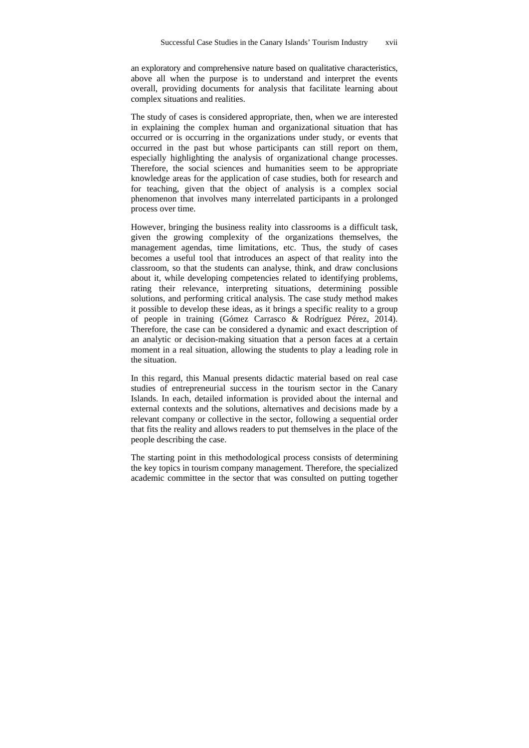an exploratory and comprehensive nature based on qualitative characteristics, above all when the purpose is to understand and interpret the events overall, providing documents for analysis that facilitate learning about complex situations and realities.

The study of cases is considered appropriate, then, when we are interested in explaining the complex human and organizational situation that has occurred or is occurring in the organizations under study, or events that occurred in the past but whose participants can still report on them, especially highlighting the analysis of organizational change processes. Therefore, the social sciences and humanities seem to be appropriate knowledge areas for the application of case studies, both for research and for teaching, given that the object of analysis is a complex social phenomenon that involves many interrelated participants in a prolonged process over time.

However, bringing the business reality into classrooms is a difficult task, given the growing complexity of the organizations themselves, the management agendas, time limitations, etc. Thus, the study of cases becomes a useful tool that introduces an aspect of that reality into the classroom, so that the students can analyse, think, and draw conclusions about it, while developing competencies related to identifying problems, rating their relevance, interpreting situations, determining possible solutions, and performing critical analysis. The case study method makes it possible to develop these ideas, as it brings a specific reality to a group of people in training (Gómez Carrasco & Rodríguez Pérez, 2014). Therefore, the case can be considered a dynamic and exact description of an analytic or decision-making situation that a person faces at a certain moment in a real situation, allowing the students to play a leading role in the situation.

In this regard, this Manual presents didactic material based on real case studies of entrepreneurial success in the tourism sector in the Canary Islands. In each, detailed information is provided about the internal and external contexts and the solutions, alternatives and decisions made by a relevant company or collective in the sector, following a sequential order that fits the reality and allows readers to put themselves in the place of the people describing the case.

The starting point in this methodological process consists of determining the key topics in tourism company management. Therefore, the specialized academic committee in the sector that was consulted on putting together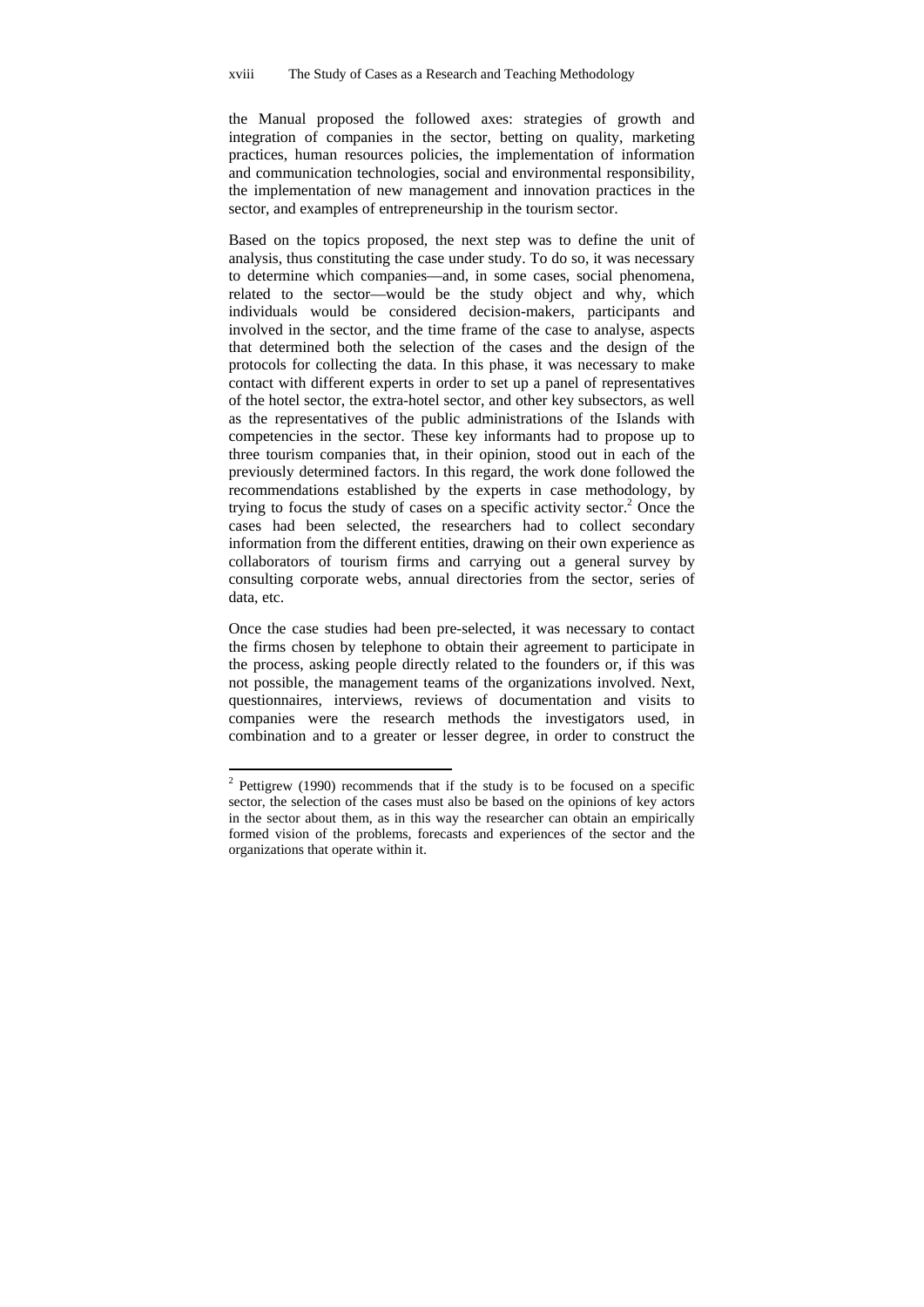the Manual proposed the followed axes: strategies of growth and integration of companies in the sector, betting on quality, marketing practices, human resources policies, the implementation of information and communication technologies, social and environmental responsibility, the implementation of new management and innovation practices in the sector, and examples of entrepreneurship in the tourism sector.

Based on the topics proposed, the next step was to define the unit of analysis, thus constituting the case under study. To do so, it was necessary to determine which companies—and, in some cases, social phenomena, related to the sector—would be the study object and why, which individuals would be considered decision-makers, participants and involved in the sector, and the time frame of the case to analyse, aspects that determined both the selection of the cases and the design of the protocols for collecting the data. In this phase, it was necessary to make contact with different experts in order to set up a panel of representatives of the hotel sector, the extra-hotel sector, and other key subsectors, as well as the representatives of the public administrations of the Islands with competencies in the sector. These key informants had to propose up to three tourism companies that, in their opinion, stood out in each of the previously determined factors. In this regard, the work done followed the recommendations established by the experts in case methodology, by trying to focus the study of cases on a specific activity sector.[2] Once the cases had been selected, the researchers had to collect secondary information from the different entities, drawing on their own experience as collaborators of tourism firms and carrying out a general survey by consulting corporate webs, annual directories from the sector, series of data, etc.

Once the case studies had been pre-selected, it was necessary to contact the firms chosen by telephone to obtain their agreement to participate in the process, asking people directly related to the founders or, if this was not possible, the management teams of the organizations involved. Next, questionnaires, interviews, reviews of documentation and visits to companies were the research methods the investigators used, in combination and to a greater or lesser degree, in order to construct the

---

[2] Pettigrew (1990) recommends that if the study is to be focused on a specific sector, the selection of the cases must also be based on the opinions of key actors in the sector about them, as in this way the researcher can obtain an empirically formed vision of the problems, forecasts and experiences of the sector and the organizations that operate within it.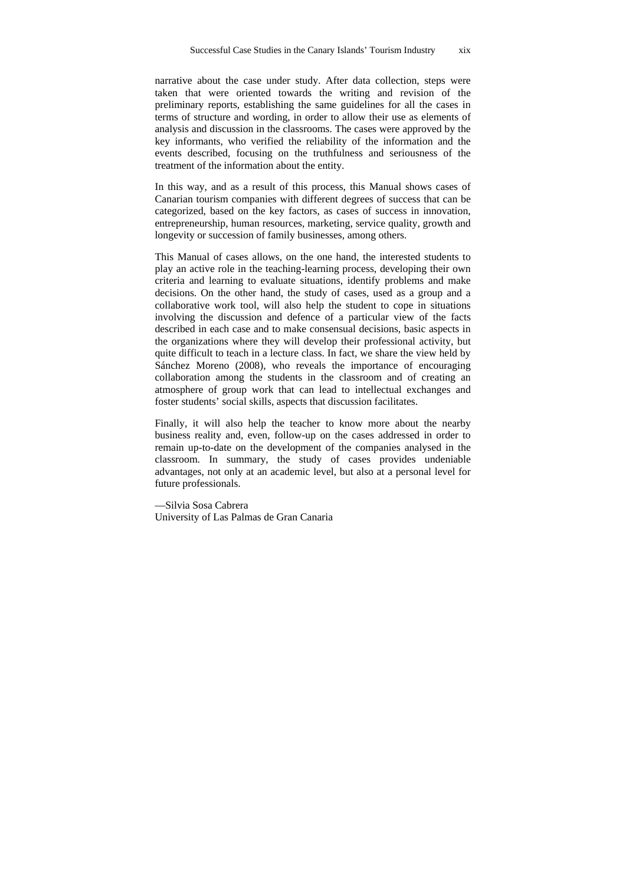narrative about the case under study. After data collection, steps were taken that were oriented towards the writing and revision of the preliminary reports, establishing the same guidelines for all the cases in terms of structure and wording, in order to allow their use as elements of analysis and discussion in the classrooms. The cases were approved by the key informants, who verified the reliability of the information and the events described, focusing on the truthfulness and seriousness of the treatment of the information about the entity.

In this way, and as a result of this process, this Manual shows cases of Canarian tourism companies with different degrees of success that can be categorized, based on the key factors, as cases of success in innovation, entrepreneurship, human resources, marketing, service quality, growth and longevity or succession of family businesses, among others.

This Manual of cases allows, on the one hand, the interested students to play an active role in the teaching-learning process, developing their own criteria and learning to evaluate situations, identify problems and make decisions. On the other hand, the study of cases, used as a group and a collaborative work tool, will also help the student to cope in situations involving the discussion and defence of a particular view of the facts described in each case and to make consensual decisions, basic aspects in the organizations where they will develop their professional activity, but quite difficult to teach in a lecture class. In fact, we share the view held by Sánchez Moreno (2008), who reveals the importance of encouraging collaboration among the students in the classroom and of creating an atmosphere of group work that can lead to intellectual exchanges and foster students' social skills, aspects that discussion facilitates.

Finally, it will also help the teacher to know more about the nearby business reality and, even, follow-up on the cases addressed in order to remain up-to-date on the development of the companies analysed in the classroom. In summary, the study of cases provides undeniable advantages, not only at an academic level, but also at a personal level for future professionals.

—Silvia Sosa Cabrera
University of Las Palmas de Gran Canaria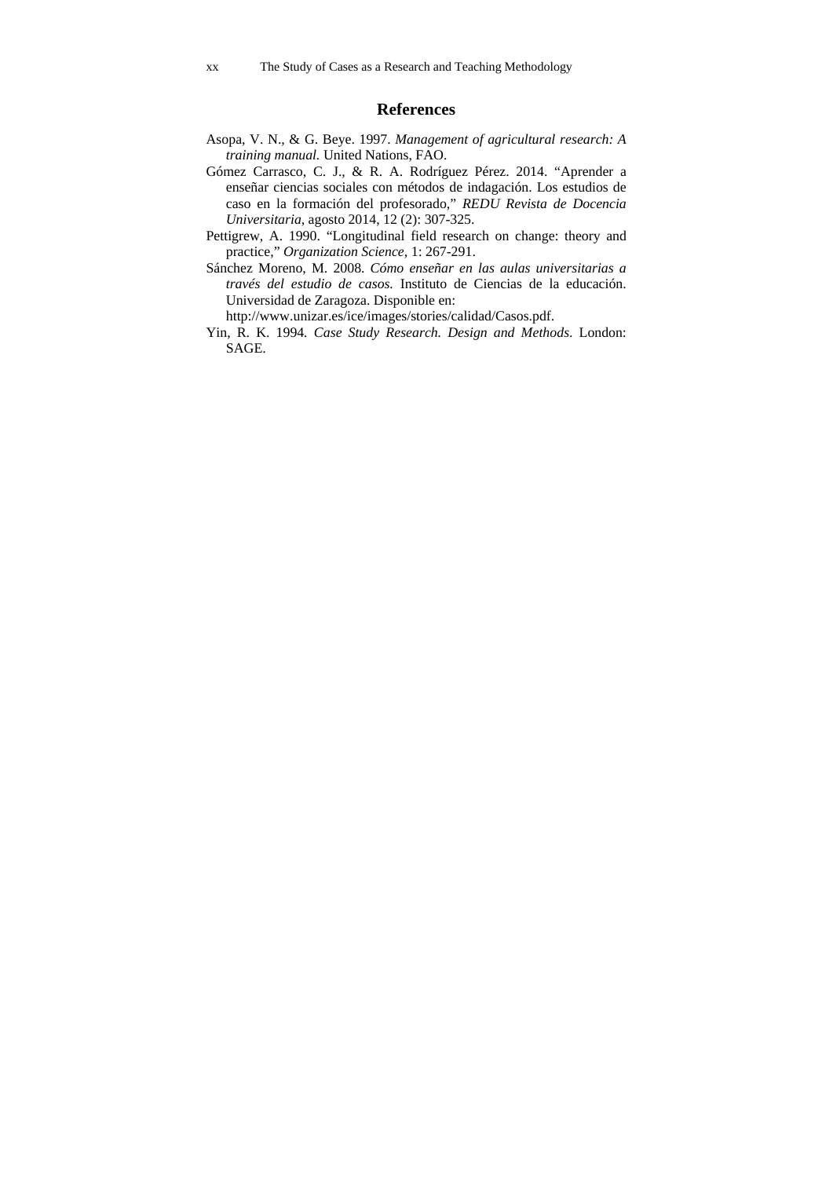## References

Asopa, V. N., & G. Beye. 1997. *Management of agricultural research: A training manual.* United Nations, FAO.

Gómez Carrasco, C. J., & R. A. Rodríguez Pérez. 2014. "Aprender a enseñar ciencias sociales con métodos de indagación. Los estudios de caso en la formación del profesorado," *REDU Revista de Docencia Universitaria*, agosto 2014, 12 (2): 307-325.

Pettigrew, A. 1990. "Longitudinal field research on change: theory and practice," *Organization Science*, 1: 267-291.

Sánchez Moreno, M. 2008. *Cómo enseñar en las aulas universitarias a través del estudio de casos.* Instituto de Ciencias de la educación. Universidad de Zaragoza. Disponible en: http://www.unizar.es/ice/images/stories/calidad/Casos.pdf.

Yin, R. K. 1994. *Case Study Research. Design and Methods.* London: SAGE.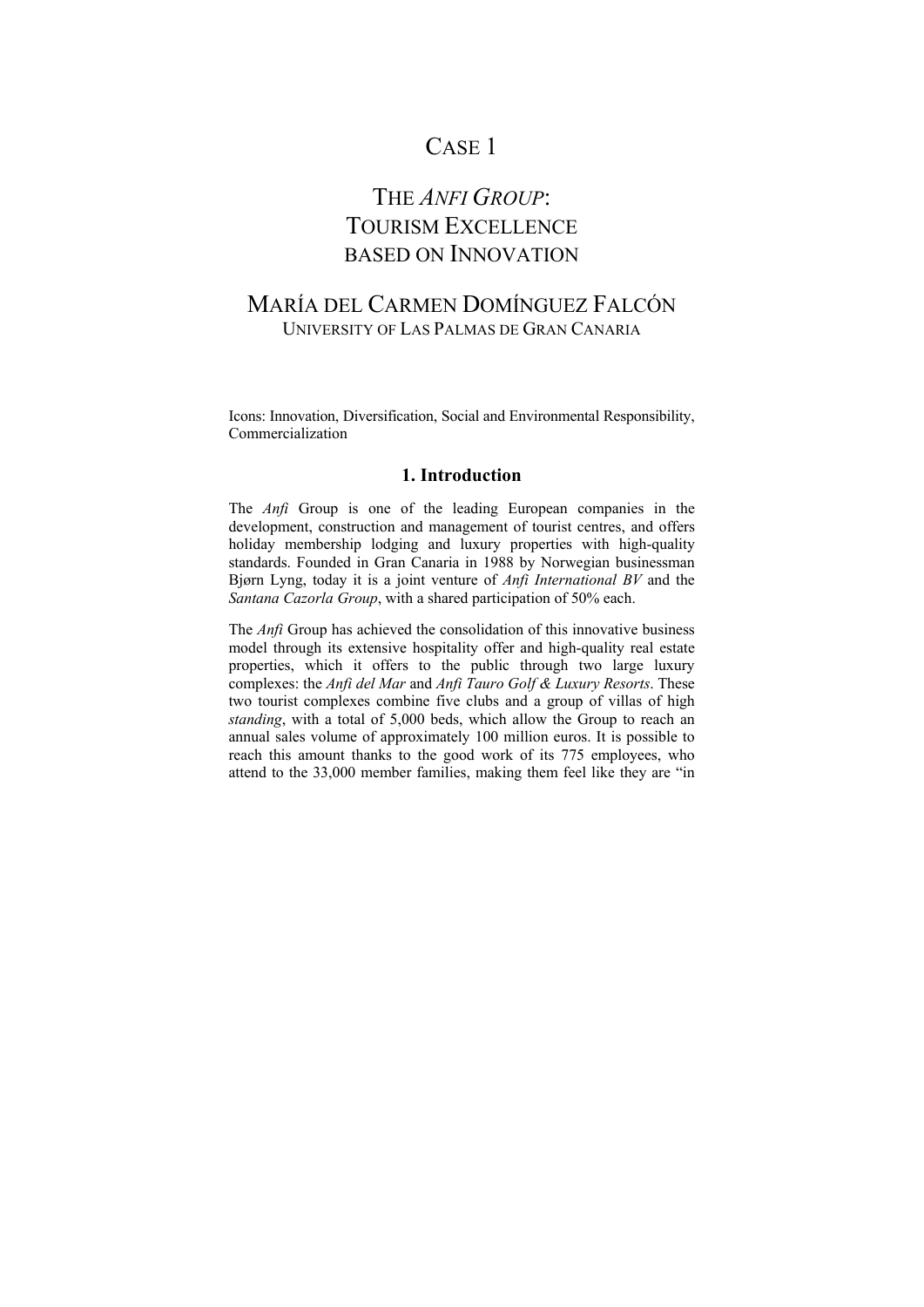# CASE 1

# THE *ANFI GROUP*: TOURISM EXCELLENCE BASED ON INNOVATION

## MARÍA DEL CARMEN DOMÍNGUEZ FALCÓN

UNIVERSITY OF LAS PALMAS DE GRAN CANARIA

Icons: Innovation, Diversification, Social and Environmental Responsibility, Commercialization

### 1. Introduction

The *Anfi* Group is one of the leading European companies in the development, construction and management of tourist centres, and offers holiday membership lodging and luxury properties with high-quality standards. Founded in Gran Canaria in 1988 by Norwegian businessman Bjørn Lyng, today it is a joint venture of *Anfi International BV* and the *Santana Cazorla Group*, with a shared participation of 50% each.

The *Anfi* Group has achieved the consolidation of this innovative business model through its extensive hospitality offer and high-quality real estate properties, which it offers to the public through two large luxury complexes: the *Anfi del Mar* and *Anfi Tauro Golf & Luxury Resorts*. These two tourist complexes combine five clubs and a group of villas of high *standing*, with a total of 5,000 beds, which allow the Group to reach an annual sales volume of approximately 100 million euros. It is possible to reach this amount thanks to the good work of its 775 employees, who attend to the 33,000 member families, making them feel like they are "in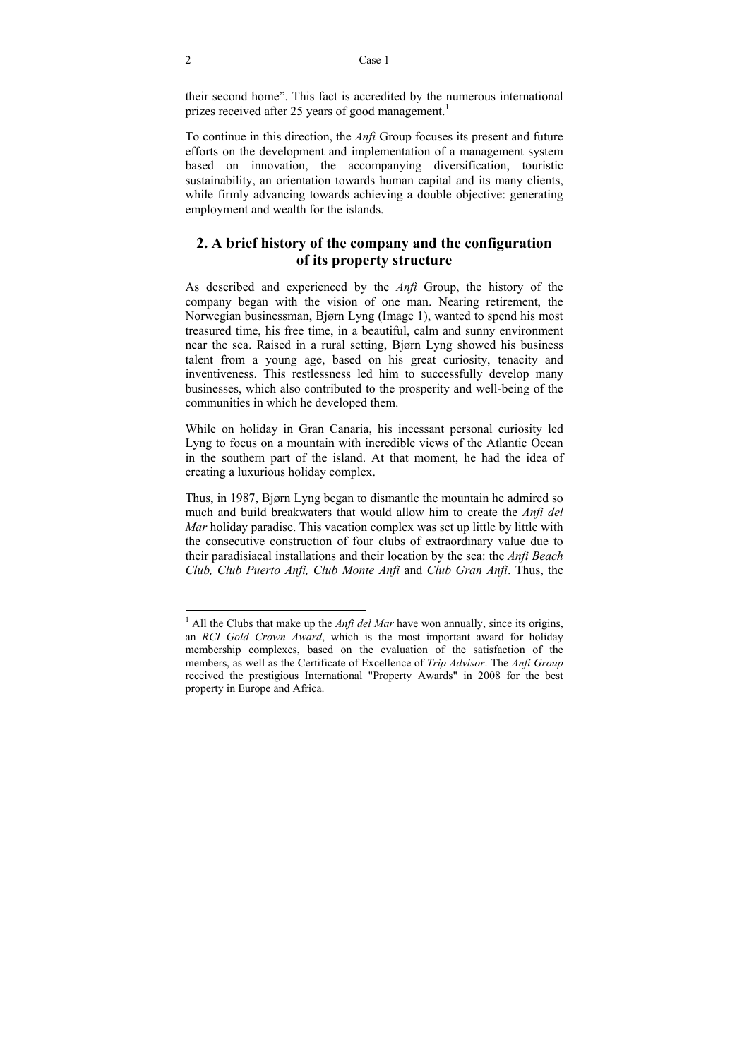their second home". This fact is accredited by the numerous international prizes received after 25 years of good management.[1]

To continue in this direction, the *Anfi* Group focuses its present and future efforts on the development and implementation of a management system based on innovation, the accompanying diversification, touristic sustainability, an orientation towards human capital and its many clients, while firmly advancing towards achieving a double objective: generating employment and wealth for the islands.

## 2. A brief history of the company and the configuration of its property structure

As described and experienced by the *Anfi* Group, the history of the company began with the vision of one man. Nearing retirement, the Norwegian businessman, Bjørn Lyng (Image 1), wanted to spend his most treasured time, his free time, in a beautiful, calm and sunny environment near the sea. Raised in a rural setting, Bjørn Lyng showed his business talent from a young age, based on his great curiosity, tenacity and inventiveness. This restlessness led him to successfully develop many businesses, which also contributed to the prosperity and well-being of the communities in which he developed them.

While on holiday in Gran Canaria, his incessant personal curiosity led Lyng to focus on a mountain with incredible views of the Atlantic Ocean in the southern part of the island. At that moment, he had the idea of creating a luxurious holiday complex.

Thus, in 1987, Bjørn Lyng began to dismantle the mountain he admired so much and build breakwaters that would allow him to create the *Anfi del Mar* holiday paradise. This vacation complex was set up little by little with the consecutive construction of four clubs of extraordinary value due to their paradisiacal installations and their location by the sea: the *Anfi Beach Club, Club Puerto Anfi, Club Monte Anfi* and *Club Gran Anfi*. Thus, the

---

[1] All the Clubs that make up the *Anfi del Mar* have won annually, since its origins, an *RCI Gold Crown Award*, which is the most important award for holiday membership complexes, based on the evaluation of the satisfaction of the members, as well as the Certificate of Excellence of *Trip Advisor*. The *Anfi Group* received the prestigious International "Property Awards" in 2008 for the best property in Europe and Africa.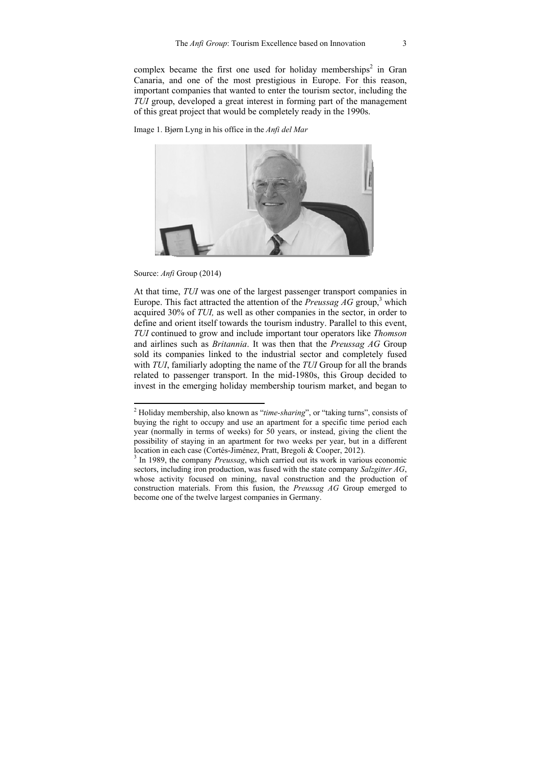complex became the first one used for holiday memberships[2] in Gran Canaria, and one of the most prestigious in Europe. For this reason, important companies that wanted to enter the tourism sector, including the *TUI* group, developed a great interest in forming part of the management of this great project that would be completely ready in the 1990s.

Image 1. Bjørn Lyng in his office in the *Anfi del Mar*

Source: *Anfi* Group (2014)

At that time, *TUI* was one of the largest passenger transport companies in Europe. This fact attracted the attention of the *Preussag AG* group,[3] which acquired 30% of *TUI,* as well as other companies in the sector, in order to define and orient itself towards the tourism industry. Parallel to this event, *TUI* continued to grow and include important tour operators like *Thomson* and airlines such as *Britannia*. It was then that the *Preussag AG* Group sold its companies linked to the industrial sector and completely fused with *TUI*, familiarly adopting the name of the *TUI* Group for all the brands related to passenger transport. In the mid-1980s, this Group decided to invest in the emerging holiday membership tourism market, and began to

---

[2] Holiday membership, also known as "*time-sharing*", or "taking turns", consists of buying the right to occupy and use an apartment for a specific time period each year (normally in terms of weeks) for 50 years, or instead, giving the client the possibility of staying in an apartment for two weeks per year, but in a different location in each case (Cortés-Jiménez, Pratt, Bregoli & Cooper, 2012).

[3] In 1989, the company *Preussag*, which carried out its work in various economic sectors, including iron production, was fused with the state company *Salzgitter AG*, whose activity focused on mining, naval construction and the production of construction materials. From this fusion, the *Preussag AG* Group emerged to become one of the twelve largest companies in Germany.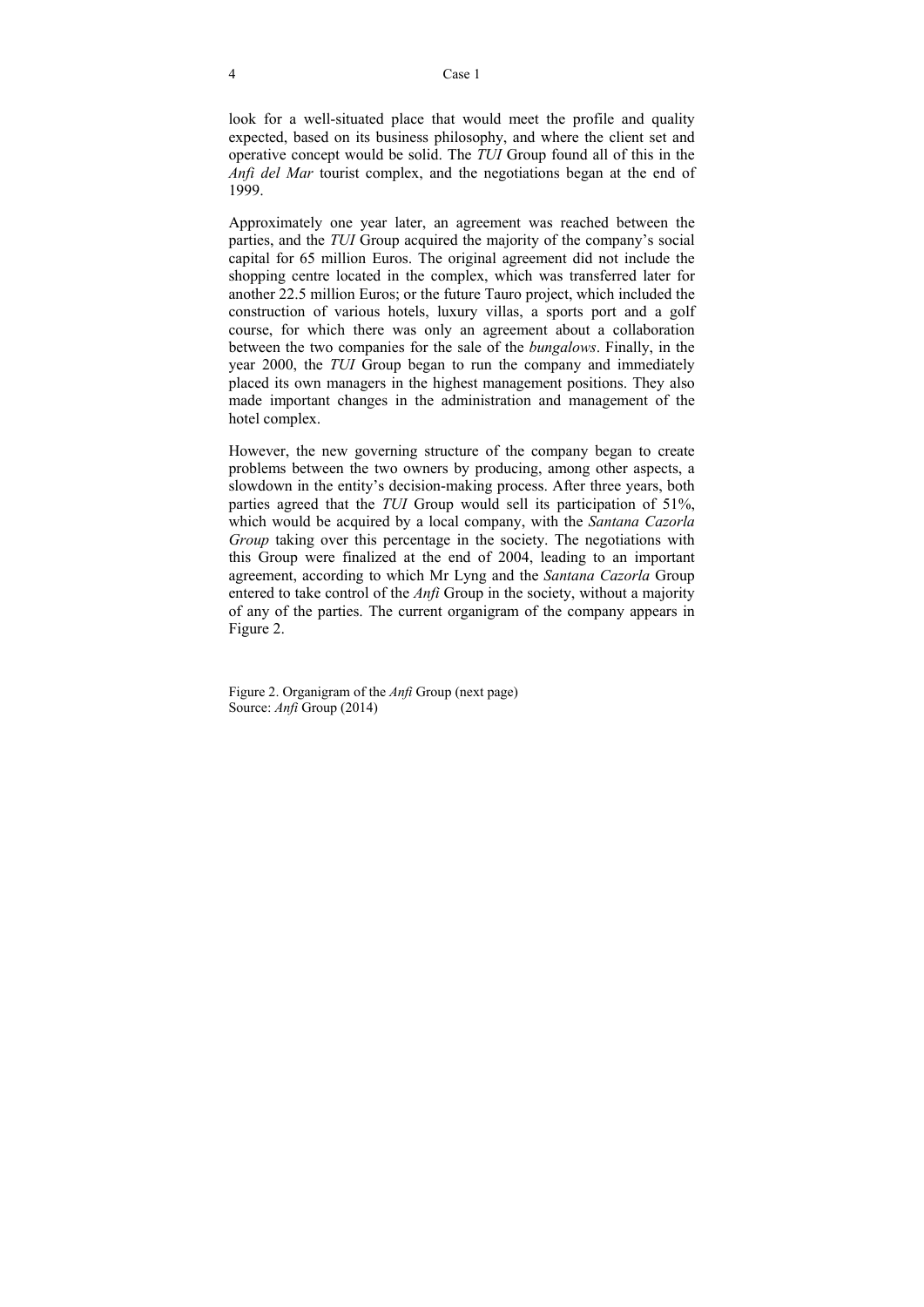look for a well-situated place that would meet the profile and quality expected, based on its business philosophy, and where the client set and operative concept would be solid. The *TUI* Group found all of this in the *Anfi del Mar* tourist complex, and the negotiations began at the end of 1999.

Approximately one year later, an agreement was reached between the parties, and the *TUI* Group acquired the majority of the company's social capital for 65 million Euros. The original agreement did not include the shopping centre located in the complex, which was transferred later for another 22.5 million Euros; or the future Tauro project, which included the construction of various hotels, luxury villas, a sports port and a golf course, for which there was only an agreement about a collaboration between the two companies for the sale of the *bungalows*. Finally, in the year 2000, the *TUI* Group began to run the company and immediately placed its own managers in the highest management positions. They also made important changes in the administration and management of the hotel complex.

However, the new governing structure of the company began to create problems between the two owners by producing, among other aspects, a slowdown in the entity's decision-making process. After three years, both parties agreed that the *TUI* Group would sell its participation of 51%, which would be acquired by a local company, with the *Santana Cazorla Group* taking over this percentage in the society. The negotiations with this Group were finalized at the end of 2004, leading to an important agreement, according to which Mr Lyng and the *Santana Cazorla* Group entered to take control of the *Anfi* Group in the society, without a majority of any of the parties. The current organigram of the company appears in Figure 2.

Figure 2. Organigram of the *Anfi* Group (next page)
Source: *Anfi* Group (2014)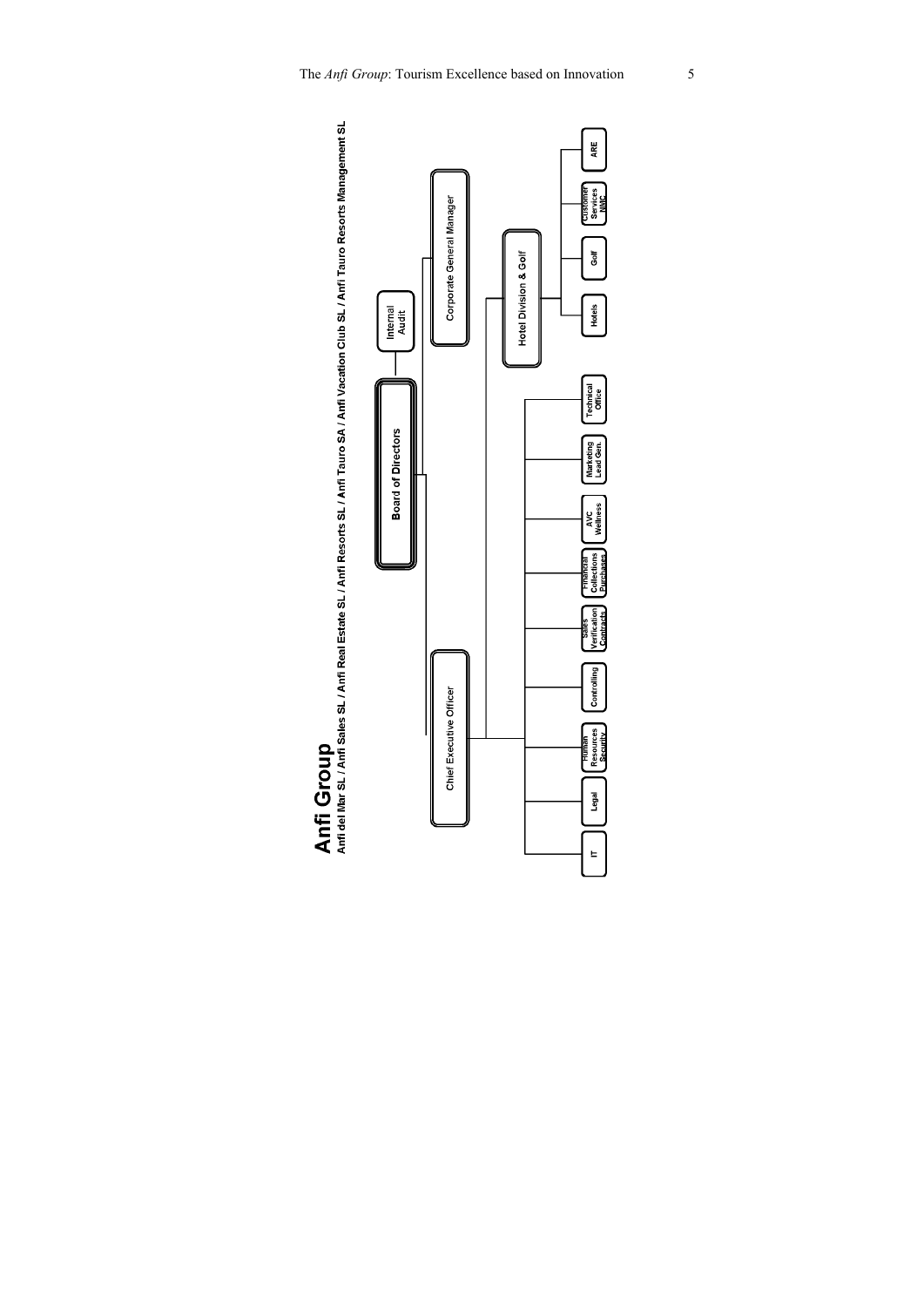# Anfi Group

**Anfi del Mar SL / Anfi Sales SL / Anfi Real Estate SL / Anfi Resorts SL / Anfi Tauro SA / Anfi Vacation Club SL / Anfi Tauro Resorts Management SL**

- **Board of Directors**
  - Internal Audit
  - Chief Executive Officer
    - IT
    - Legal
    - Human Resources Security
    - Controlling
    - Sales Verification Contracts
    - Financial Collections Purchases
    - AVC Wellness
    - Marketing Lead Gen.
    - Technical Office
    - Hotel Division & Golf
      - Hotels
      - Golf
      - Customer Services NMC
      - ARE
  - Corporate General Manager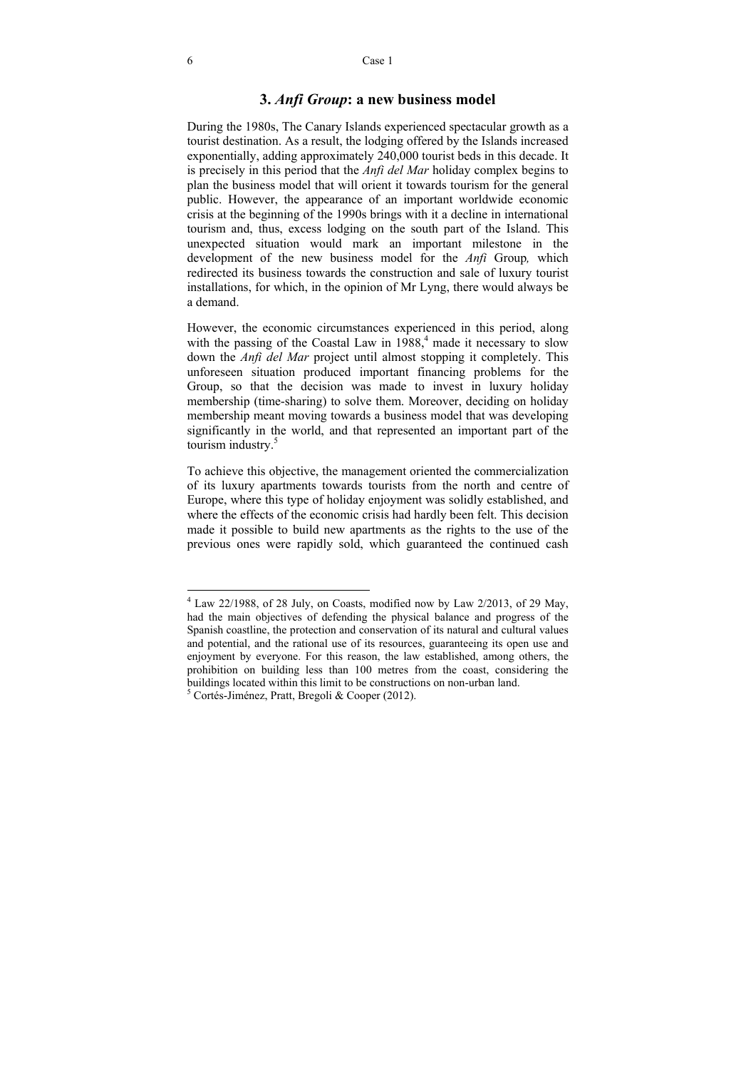## 3. *Anfi Group*: a new business model

During the 1980s, The Canary Islands experienced spectacular growth as a tourist destination. As a result, the lodging offered by the Islands increased exponentially, adding approximately 240,000 tourist beds in this decade. It is precisely in this period that the *Anfi del Mar* holiday complex begins to plan the business model that will orient it towards tourism for the general public. However, the appearance of an important worldwide economic crisis at the beginning of the 1990s brings with it a decline in international tourism and, thus, excess lodging on the south part of the Island. This unexpected situation would mark an important milestone in the development of the new business model for the *Anfi* Group*,* which redirected its business towards the construction and sale of luxury tourist installations, for which, in the opinion of Mr Lyng, there would always be a demand.

However, the economic circumstances experienced in this period, along with the passing of the Coastal Law in 1988,[4] made it necessary to slow down the *Anfi del Mar* project until almost stopping it completely. This unforeseen situation produced important financing problems for the Group, so that the decision was made to invest in luxury holiday membership (time-sharing) to solve them. Moreover, deciding on holiday membership meant moving towards a business model that was developing significantly in the world, and that represented an important part of the tourism industry.[5]

To achieve this objective, the management oriented the commercialization of its luxury apartments towards tourists from the north and centre of Europe, where this type of holiday enjoyment was solidly established, and where the effects of the economic crisis had hardly been felt. This decision made it possible to build new apartments as the rights to the use of the previous ones were rapidly sold, which guaranteed the continued cash

---

[4] Law 22/1988, of 28 July, on Coasts, modified now by Law 2/2013, of 29 May, had the main objectives of defending the physical balance and progress of the Spanish coastline, the protection and conservation of its natural and cultural values and potential, and the rational use of its resources, guaranteeing its open use and enjoyment by everyone. For this reason, the law established, among others, the prohibition on building less than 100 metres from the coast, considering the buildings located within this limit to be constructions on non-urban land.

[5] Cortés-Jiménez, Pratt, Bregoli & Cooper (2012).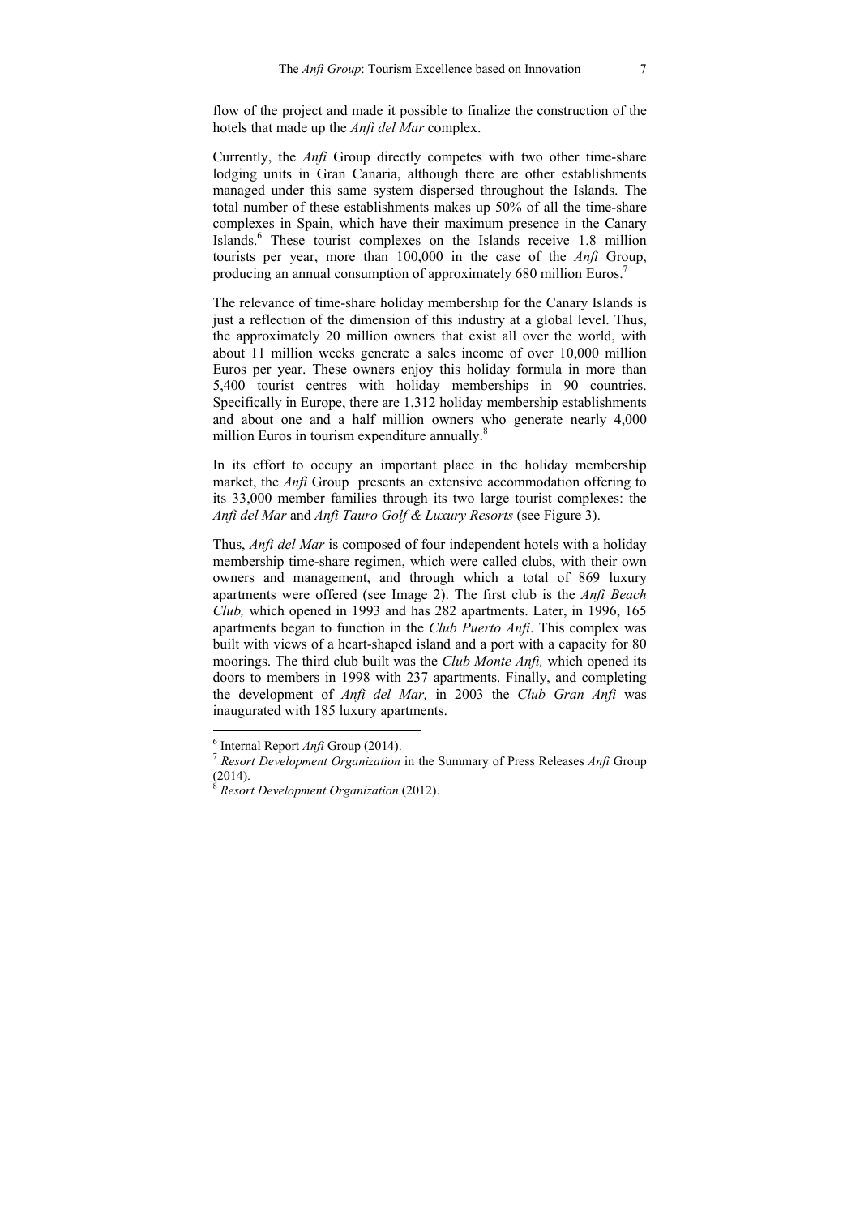flow of the project and made it possible to finalize the construction of the hotels that made up the *Anfi del Mar* complex.

Currently, the *Anfi* Group directly competes with two other time-share lodging units in Gran Canaria, although there are other establishments managed under this same system dispersed throughout the Islands. The total number of these establishments makes up 50% of all the time-share complexes in Spain, which have their maximum presence in the Canary Islands.[6] These tourist complexes on the Islands receive 1.8 million tourists per year, more than 100,000 in the case of the *Anfi* Group, producing an annual consumption of approximately 680 million Euros.[7]

The relevance of time-share holiday membership for the Canary Islands is just a reflection of the dimension of this industry at a global level. Thus, the approximately 20 million owners that exist all over the world, with about 11 million weeks generate a sales income of over 10,000 million Euros per year. These owners enjoy this holiday formula in more than 5,400 tourist centres with holiday memberships in 90 countries. Specifically in Europe, there are 1,312 holiday membership establishments and about one and a half million owners who generate nearly 4,000 million Euros in tourism expenditure annually.[8]

In its effort to occupy an important place in the holiday membership market, the *Anfi* Group presents an extensive accommodation offering to its 33,000 member families through its two large tourist complexes: the *Anfi del Mar* and *Anfi Tauro Golf & Luxury Resorts* (see Figure 3).

Thus, *Anfi del Mar* is composed of four independent hotels with a holiday membership time-share regimen, which were called clubs, with their own owners and management, and through which a total of 869 luxury apartments were offered (see Image 2). The first club is the *Anfi Beach Club,* which opened in 1993 and has 282 apartments. Later, in 1996, 165 apartments began to function in the *Club Puerto Anfi*. This complex was built with views of a heart-shaped island and a port with a capacity for 80 moorings. The third club built was the *Club Monte Anfi,* which opened its doors to members in 1998 with 237 apartments. Finally, and completing the development of *Anfi del Mar,* in 2003 the *Club Gran Anfi* was inaugurated with 185 luxury apartments.

---

[6] Internal Report *Anfi* Group (2014).

[7] *Resort Development Organization* in the Summary of Press Releases *Anfi* Group (2014).

[8] *Resort Development Organization* (2012).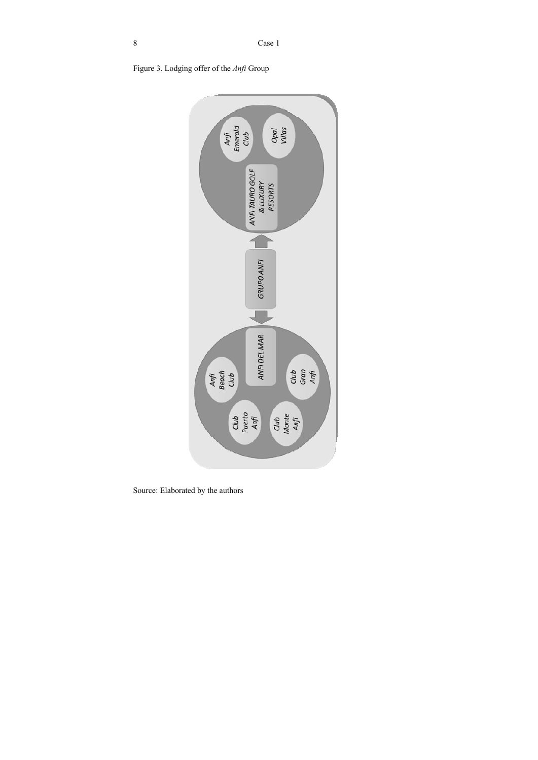Figure 3. Lodging offer of the *Anfi* Group

Source: Elaborated by the authors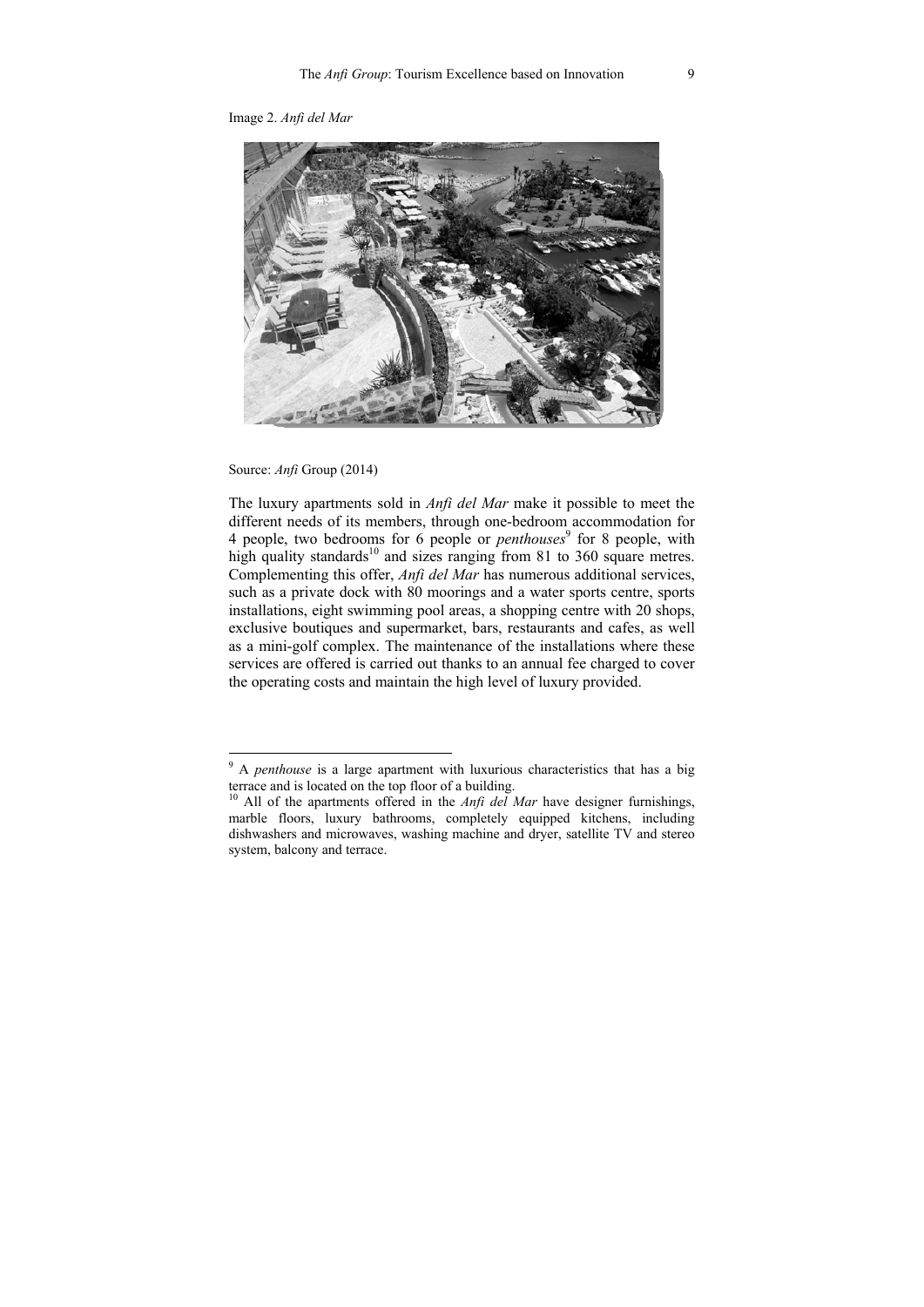Image 2. *Anfi del Mar*

Source: *Anfi* Group (2014)

The luxury apartments sold in *Anfi del Mar* make it possible to meet the different needs of its members, through one-bedroom accommodation for 4 people, two bedrooms for 6 people or *penthouses*[9] for 8 people, with high quality standards[10] and sizes ranging from 81 to 360 square metres. Complementing this offer, *Anfi del Mar* has numerous additional services, such as a private dock with 80 moorings and a water sports centre, sports installations, eight swimming pool areas, a shopping centre with 20 shops, exclusive boutiques and supermarket, bars, restaurants and cafes, as well as a mini-golf complex. The maintenance of the installations where these services are offered is carried out thanks to an annual fee charged to cover the operating costs and maintain the high level of luxury provided.

---

[9] A *penthouse* is a large apartment with luxurious characteristics that has a big terrace and is located on the top floor of a building.

[10] All of the apartments offered in the *Anfi del Mar* have designer furnishings, marble floors, luxury bathrooms, completely equipped kitchens, including dishwashers and microwaves, washing machine and dryer, satellite TV and stereo system, balcony and terrace.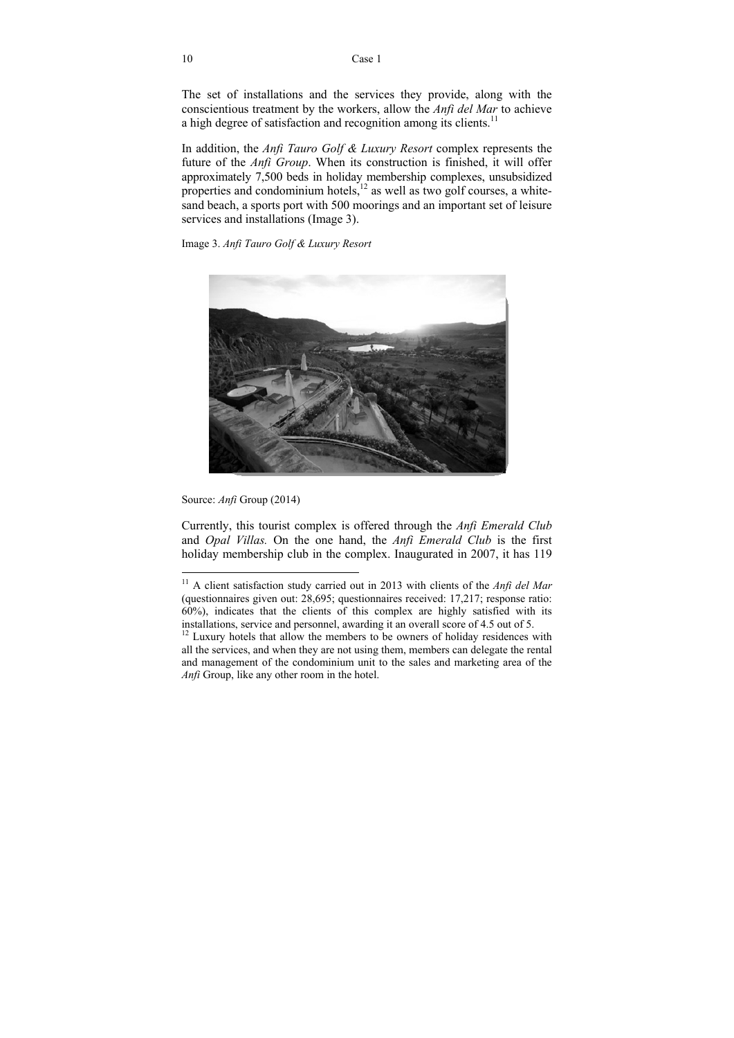The set of installations and the services they provide, along with the conscientious treatment by the workers, allow the *Anfi del Mar* to achieve a high degree of satisfaction and recognition among its clients.[11]

In addition, the *Anfi Tauro Golf & Luxury Resort* complex represents the future of the *Anfi Group*. When its construction is finished, it will offer approximately 7,500 beds in holiday membership complexes, unsubsidized properties and condominium hotels,[12] as well as two golf courses, a white-sand beach, a sports port with 500 moorings and an important set of leisure services and installations (Image 3).

Image 3. *Anfi Tauro Golf & Luxury Resort*

Source: *Anfi* Group (2014)

Currently, this tourist complex is offered through the *Anfi Emerald Club* and *Opal Villas.* On the one hand, the *Anfi Emerald Club* is the first holiday membership club in the complex. Inaugurated in 2007, it has 119

---

[11] A client satisfaction study carried out in 2013 with clients of the *Anfi del Mar* (questionnaires given out: 28,695; questionnaires received: 17,217; response ratio: 60%), indicates that the clients of this complex are highly satisfied with its installations, service and personnel, awarding it an overall score of 4.5 out of 5.

[12] Luxury hotels that allow the members to be owners of holiday residences with all the services, and when they are not using them, members can delegate the rental and management of the condominium unit to the sales and marketing area of the *Anfi* Group, like any other room in the hotel.